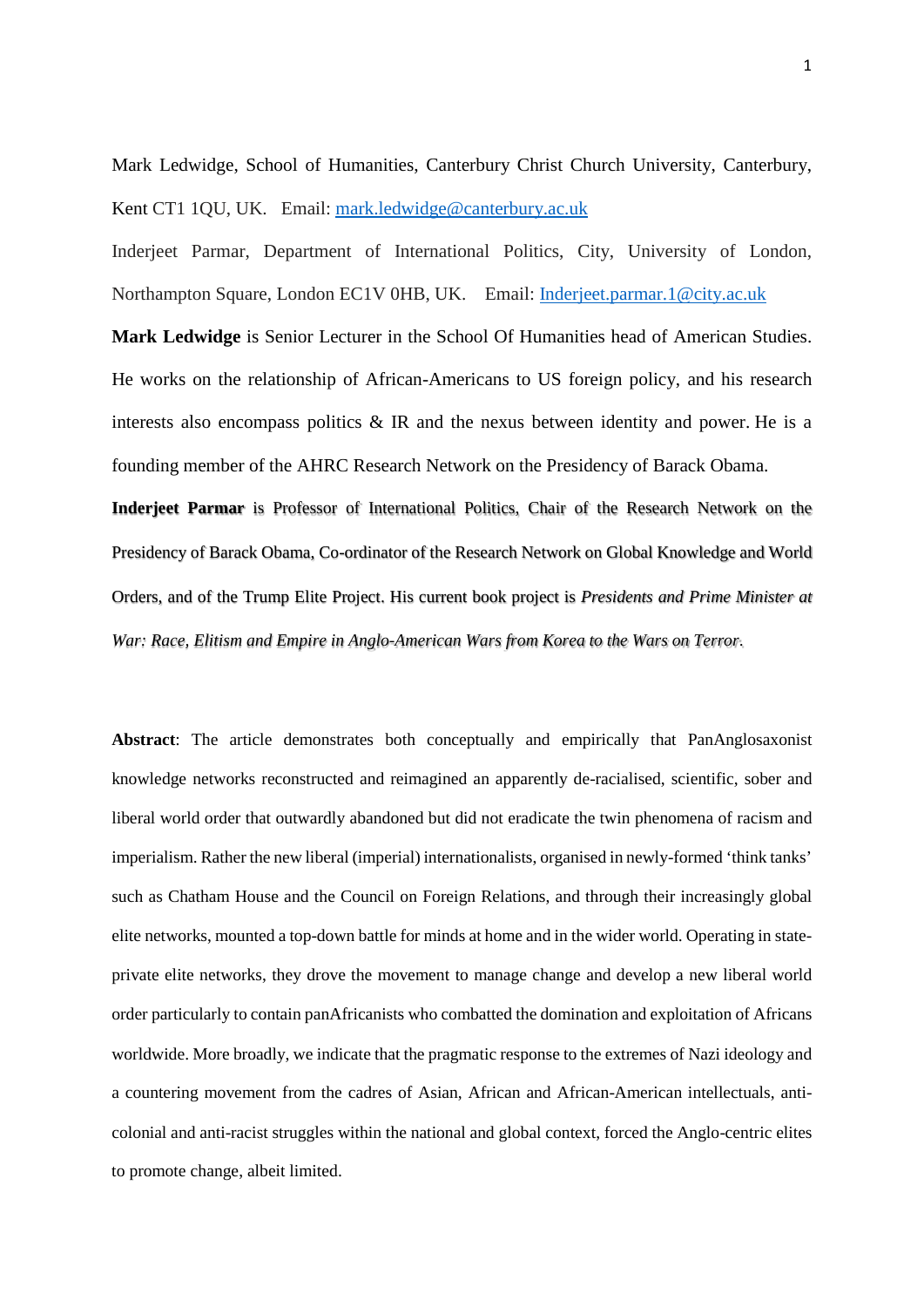Mark Ledwidge, School of Humanities, Canterbury Christ Church University, Canterbury, Kent CT1 1QU, UK. Email: mark.ledwidge@canterbury.ac.uk

Inderjeet Parmar, Department of International Politics, City, University of London, Northampton Square, London EC1V 0HB, UK. Email: Inderjeet.parmar.1@city.ac.uk

**Mark Ledwidge** is Senior Lecturer in the School Of Humanities head of American Studies. He works on the relationship of African-Americans to US foreign policy, and his research interests also encompass politics & IR and the nexus between identity and power. He is a founding member of the AHRC Research Network on the Presidency of Barack Obama.

**Inderjeet Parmar** is Professor of International Politics, Chair of the Research Network on the Presidency of Barack Obama, Co-ordinator of the Research Network on Global Knowledge and World Orders, and of the Trump Elite Project. His current book project is *Presidents and Prime Minister at War: Race, Elitism and Empire in Anglo-American Wars from Korea to the Wars on Terror*.

**Abstract**: The article demonstrates both conceptually and empirically that PanAnglosaxonist knowledge networks reconstructed and reimagined an apparently de-racialised, scientific, sober and liberal world order that outwardly abandoned but did not eradicate the twin phenomena of racism and imperialism. Rather the new liberal (imperial) internationalists, organised in newly-formed 'think tanks' such as Chatham House and the Council on Foreign Relations, and through their increasingly global elite networks, mounted a top-down battle for minds at home and in the wider world. Operating in state-private elite networks, they drove the movement to manage change and develop a new liberal world order particularly to contain panAfricanists who combatted the domination and exploitation of Africans worldwide. More broadly, we indicate that the pragmatic response to the extremes of Nazi ideology and a countering movement from the cadres of Asian, African and African-American intellectuals, anti-colonial and anti-racist struggles within the national and global context, forced the Anglo-centric elites to promote change, albeit limited.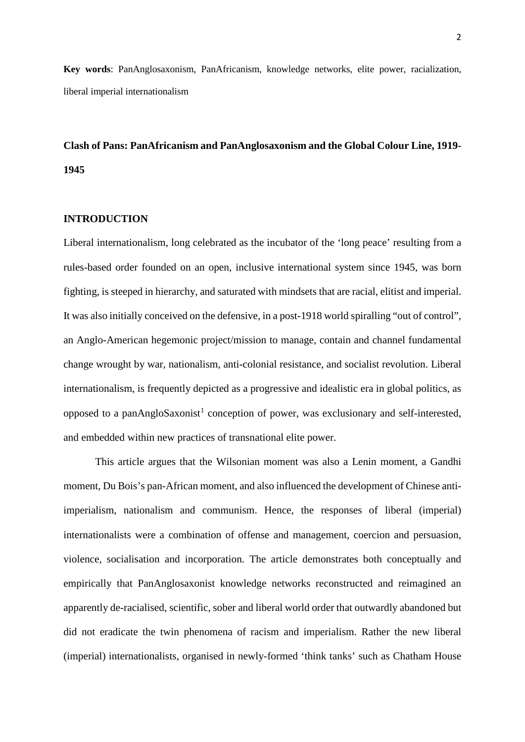**Key words**: PanAnglosaxonism, PanAfricanism, knowledge networks, elite power, racialization, liberal imperial internationalism

## Clash of Pans: PanAfricanism and PanAnglosaxonism and the Global Colour Line, 1919-1945

### INTRODUCTION

Liberal internationalism, long celebrated as the incubator of the 'long peace' resulting from a rules-based order founded on an open, inclusive international system since 1945, was born fighting, is steeped in hierarchy, and saturated with mindsets that are racial, elitist and imperial. It was also initially conceived on the defensive, in a post-1918 world spiralling "out of control", an Anglo-American hegemonic project/mission to manage, contain and channel fundamental change wrought by war, nationalism, anti-colonial resistance, and socialist revolution. Liberal internationalism, is frequently depicted as a progressive and idealistic era in global politics, as opposed to a panAngloSaxonist[1] conception of power, was exclusionary and self-interested, and embedded within new practices of transnational elite power.

This article argues that the Wilsonian moment was also a Lenin moment, a Gandhi moment, Du Bois's pan-African moment, and also influenced the development of Chinese anti-imperialism, nationalism and communism. Hence, the responses of liberal (imperial) internationalists were a combination of offense and management, coercion and persuasion, violence, socialisation and incorporation. The article demonstrates both conceptually and empirically that PanAnglosaxonist knowledge networks reconstructed and reimagined an apparently de-racialised, scientific, sober and liberal world order that outwardly abandoned but did not eradicate the twin phenomena of racism and imperialism. Rather the new liberal (imperial) internationalists, organised in newly-formed 'think tanks' such as Chatham House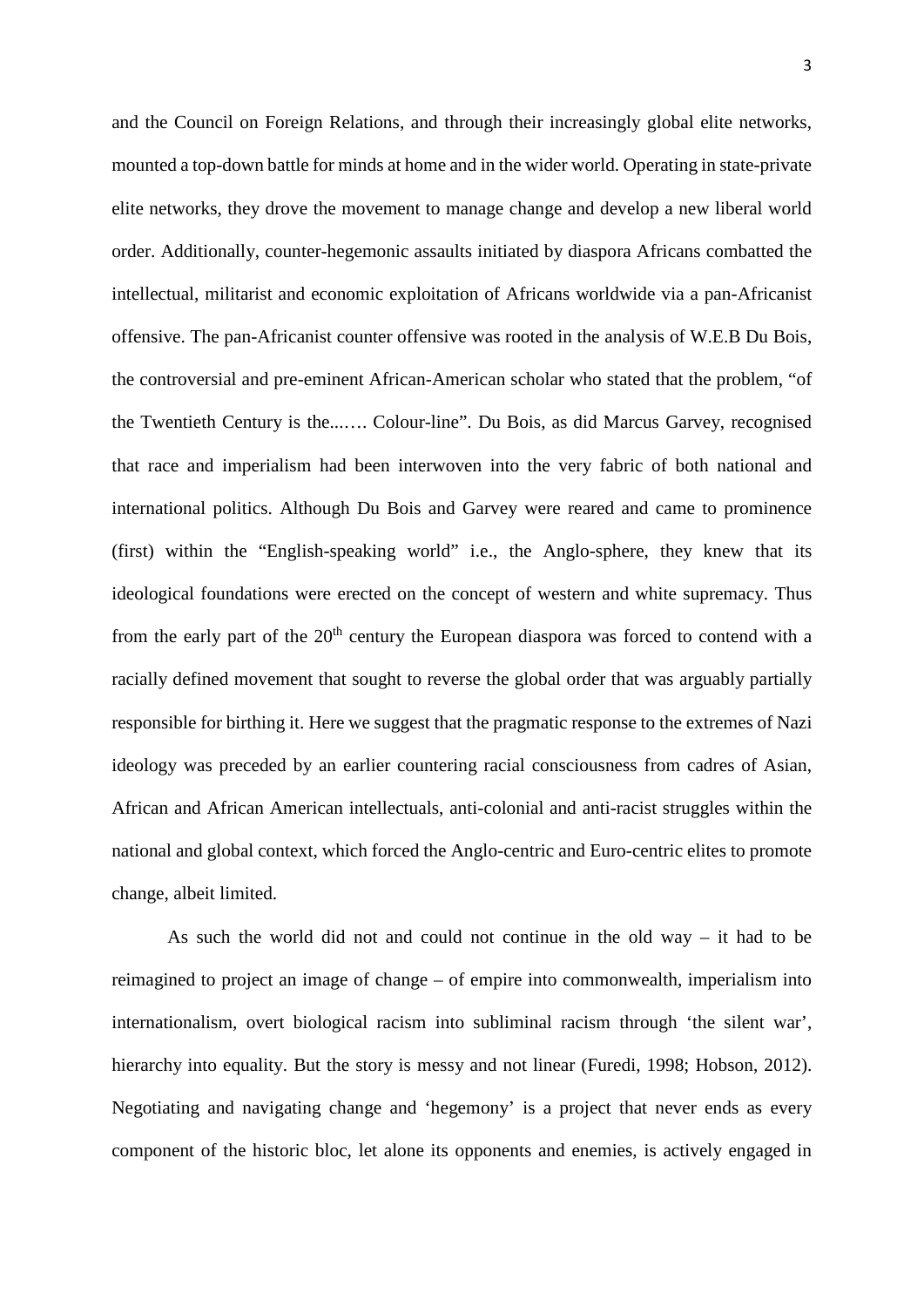and the Council on Foreign Relations, and through their increasingly global elite networks, mounted a top-down battle for minds at home and in the wider world. Operating in state-private elite networks, they drove the movement to manage change and develop a new liberal world order. Additionally, counter-hegemonic assaults initiated by diaspora Africans combatted the intellectual, militarist and economic exploitation of Africans worldwide via a pan-Africanist offensive. The pan-Africanist counter offensive was rooted in the analysis of W.E.B Du Bois, the controversial and pre-eminent African-American scholar who stated that the problem, "of the Twentieth Century is the....… Colour-line". Du Bois, as did Marcus Garvey, recognised that race and imperialism had been interwoven into the very fabric of both national and international politics. Although Du Bois and Garvey were reared and came to prominence (first) within the "English-speaking world" i.e., the Anglo-sphere, they knew that its ideological foundations were erected on the concept of western and white supremacy. Thus from the early part of the 20th century the European diaspora was forced to contend with a racially defined movement that sought to reverse the global order that was arguably partially responsible for birthing it. Here we suggest that the pragmatic response to the extremes of Nazi ideology was preceded by an earlier countering racial consciousness from cadres of Asian, African and African American intellectuals, anti-colonial and anti-racist struggles within the national and global context, which forced the Anglo-centric and Euro-centric elites to promote change, albeit limited.

As such the world did not and could not continue in the old way – it had to be reimagined to project an image of change – of empire into commonwealth, imperialism into internationalism, overt biological racism into subliminal racism through 'the silent war', hierarchy into equality. But the story is messy and not linear (Furedi, 1998; Hobson, 2012). Negotiating and navigating change and 'hegemony' is a project that never ends as every component of the historic bloc, let alone its opponents and enemies, is actively engaged in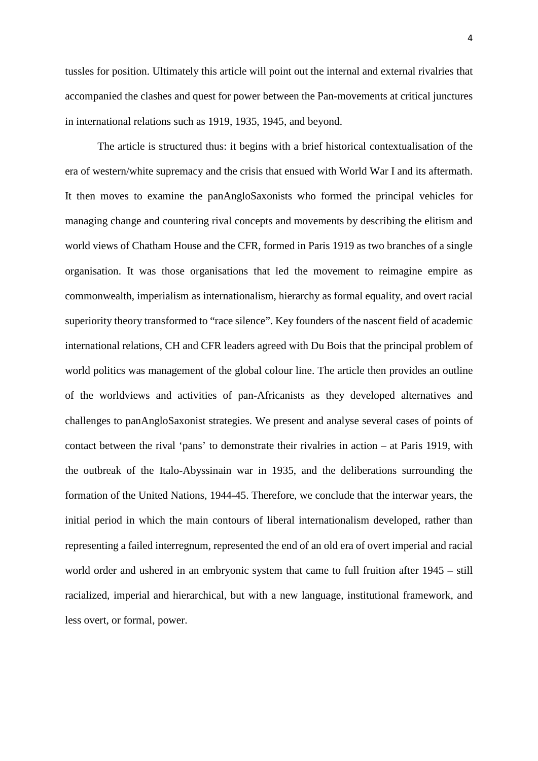tussles for position. Ultimately this article will point out the internal and external rivalries that accompanied the clashes and quest for power between the Pan-movements at critical junctures in international relations such as 1919, 1935, 1945, and beyond.

The article is structured thus: it begins with a brief historical contextualisation of the era of western/white supremacy and the crisis that ensued with World War I and its aftermath. It then moves to examine the panAngloSaxonists who formed the principal vehicles for managing change and countering rival concepts and movements by describing the elitism and world views of Chatham House and the CFR, formed in Paris 1919 as two branches of a single organisation. It was those organisations that led the movement to reimagine empire as commonwealth, imperialism as internationalism, hierarchy as formal equality, and overt racial superiority theory transformed to "race silence". Key founders of the nascent field of academic international relations, CH and CFR leaders agreed with Du Bois that the principal problem of world politics was management of the global colour line. The article then provides an outline of the worldviews and activities of pan-Africanists as they developed alternatives and challenges to panAngloSaxonist strategies. We present and analyse several cases of points of contact between the rival 'pans' to demonstrate their rivalries in action – at Paris 1919, with the outbreak of the Italo-Abyssinain war in 1935, and the deliberations surrounding the formation of the United Nations, 1944-45. Therefore, we conclude that the interwar years, the initial period in which the main contours of liberal internationalism developed, rather than representing a failed interregnum, represented the end of an old era of overt imperial and racial world order and ushered in an embryonic system that came to full fruition after 1945 – still racialized, imperial and hierarchical, but with a new language, institutional framework, and less overt, or formal, power.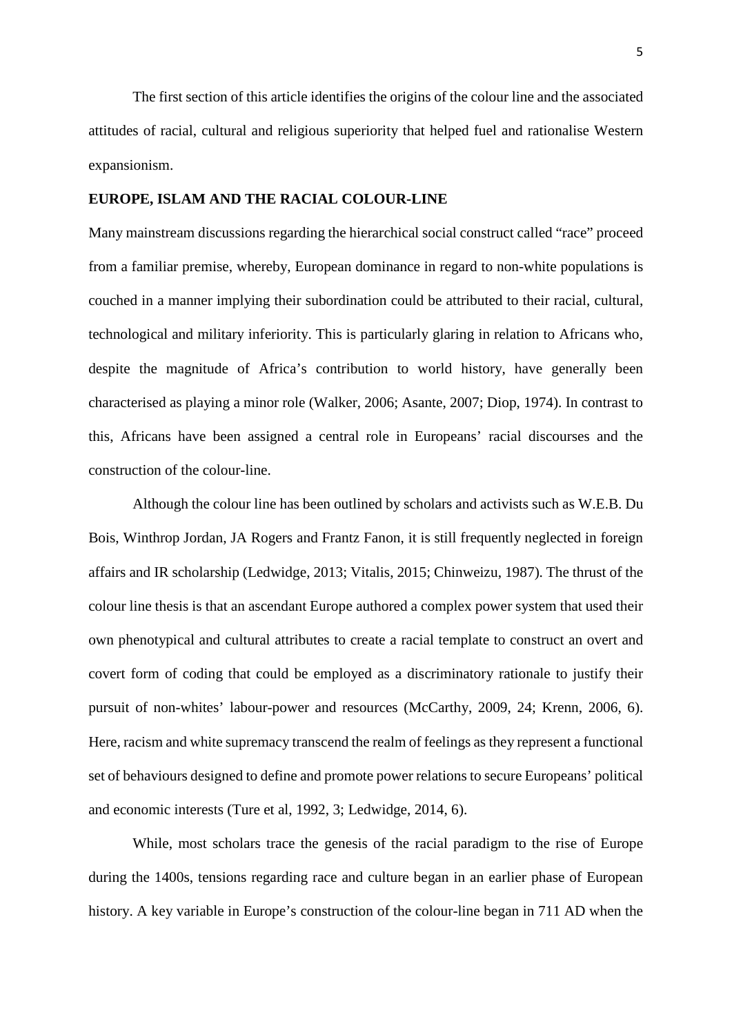The first section of this article identifies the origins of the colour line and the associated attitudes of racial, cultural and religious superiority that helped fuel and rationalise Western expansionism.

## EUROPE, ISLAM AND THE RACIAL COLOUR-LINE

Many mainstream discussions regarding the hierarchical social construct called "race" proceed from a familiar premise, whereby, European dominance in regard to non-white populations is couched in a manner implying their subordination could be attributed to their racial, cultural, technological and military inferiority. This is particularly glaring in relation to Africans who, despite the magnitude of Africa's contribution to world history, have generally been characterised as playing a minor role (Walker, 2006; Asante, 2007; Diop, 1974). In contrast to this, Africans have been assigned a central role in Europeans' racial discourses and the construction of the colour-line.

Although the colour line has been outlined by scholars and activists such as W.E.B. Du Bois, Winthrop Jordan, JA Rogers and Frantz Fanon, it is still frequently neglected in foreign affairs and IR scholarship (Ledwidge, 2013; Vitalis, 2015; Chinweizu, 1987). The thrust of the colour line thesis is that an ascendant Europe authored a complex power system that used their own phenotypical and cultural attributes to create a racial template to construct an overt and covert form of coding that could be employed as a discriminatory rationale to justify their pursuit of non-whites' labour-power and resources (McCarthy, 2009, 24; Krenn, 2006, 6). Here, racism and white supremacy transcend the realm of feelings as they represent a functional set of behaviours designed to define and promote power relations to secure Europeans' political and economic interests (Ture et al, 1992, 3; Ledwidge, 2014, 6).

While, most scholars trace the genesis of the racial paradigm to the rise of Europe during the 1400s, tensions regarding race and culture began in an earlier phase of European history. A key variable in Europe's construction of the colour-line began in 711 AD when the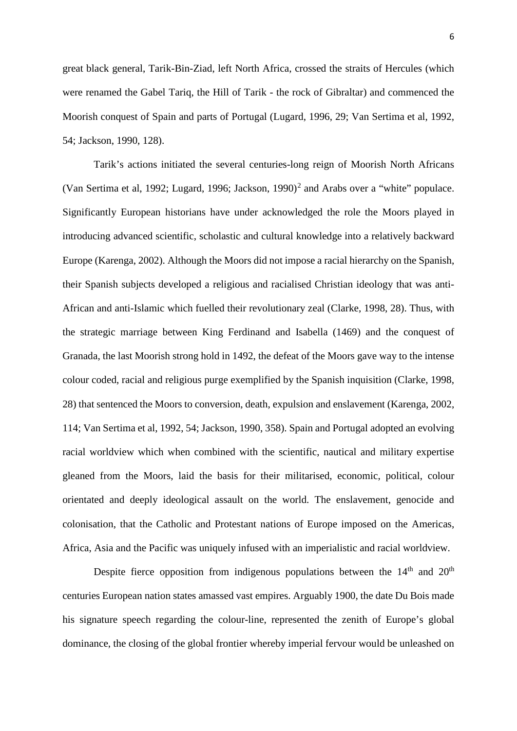great black general, Tarik-Bin-Ziad, left North Africa, crossed the straits of Hercules (which were renamed the Gabel Tariq, the Hill of Tarik - the rock of Gibraltar) and commenced the Moorish conquest of Spain and parts of Portugal (Lugard, 1996, 29; Van Sertima et al, 1992, 54; Jackson, 1990, 128).

Tarik's actions initiated the several centuries-long reign of Moorish North Africans (Van Sertima et al, 1992; Lugard, 1996; Jackson, 1990)[2] and Arabs over a "white" populace. Significantly European historians have under acknowledged the role the Moors played in introducing advanced scientific, scholastic and cultural knowledge into a relatively backward Europe (Karenga, 2002). Although the Moors did not impose a racial hierarchy on the Spanish, their Spanish subjects developed a religious and racialised Christian ideology that was anti-African and anti-Islamic which fuelled their revolutionary zeal (Clarke, 1998, 28). Thus, with the strategic marriage between King Ferdinand and Isabella (1469) and the conquest of Granada, the last Moorish strong hold in 1492, the defeat of the Moors gave way to the intense colour coded, racial and religious purge exemplified by the Spanish inquisition (Clarke, 1998, 28) that sentenced the Moors to conversion, death, expulsion and enslavement (Karenga, 2002, 114; Van Sertima et al, 1992, 54; Jackson, 1990, 358). Spain and Portugal adopted an evolving racial worldview which when combined with the scientific, nautical and military expertise gleaned from the Moors, laid the basis for their militarised, economic, political, colour orientated and deeply ideological assault on the world. The enslavement, genocide and colonisation, that the Catholic and Protestant nations of Europe imposed on the Americas, Africa, Asia and the Pacific was uniquely infused with an imperialistic and racial worldview.

Despite fierce opposition from indigenous populations between the 14th and 20th centuries European nation states amassed vast empires. Arguably 1900, the date Du Bois made his signature speech regarding the colour-line, represented the zenith of Europe's global dominance, the closing of the global frontier whereby imperial fervour would be unleashed on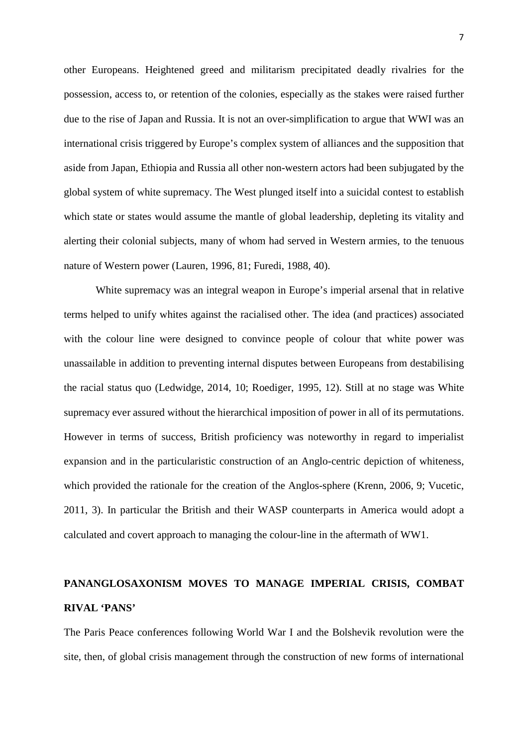other Europeans. Heightened greed and militarism precipitated deadly rivalries for the possession, access to, or retention of the colonies, especially as the stakes were raised further due to the rise of Japan and Russia. It is not an over-simplification to argue that WWI was an international crisis triggered by Europe's complex system of alliances and the supposition that aside from Japan, Ethiopia and Russia all other non-western actors had been subjugated by the global system of white supremacy. The West plunged itself into a suicidal contest to establish which state or states would assume the mantle of global leadership, depleting its vitality and alerting their colonial subjects, many of whom had served in Western armies, to the tenuous nature of Western power (Lauren, 1996, 81; Furedi, 1988, 40).

White supremacy was an integral weapon in Europe's imperial arsenal that in relative terms helped to unify whites against the racialised other. The idea (and practices) associated with the colour line were designed to convince people of colour that white power was unassailable in addition to preventing internal disputes between Europeans from destabilising the racial status quo (Ledwidge, 2014, 10; Roediger, 1995, 12). Still at no stage was White supremacy ever assured without the hierarchical imposition of power in all of its permutations. However in terms of success, British proficiency was noteworthy in regard to imperialist expansion and in the particularistic construction of an Anglo-centric depiction of whiteness, which provided the rationale for the creation of the Anglos-sphere (Krenn, 2006, 9; Vucetic, 2011, 3). In particular the British and their WASP counterparts in America would adopt a calculated and covert approach to managing the colour-line in the aftermath of WW1.

## PANANGLOSAXONISM MOVES TO MANAGE IMPERIAL CRISIS, COMBAT RIVAL 'PANS'

The Paris Peace conferences following World War I and the Bolshevik revolution were the site, then, of global crisis management through the construction of new forms of international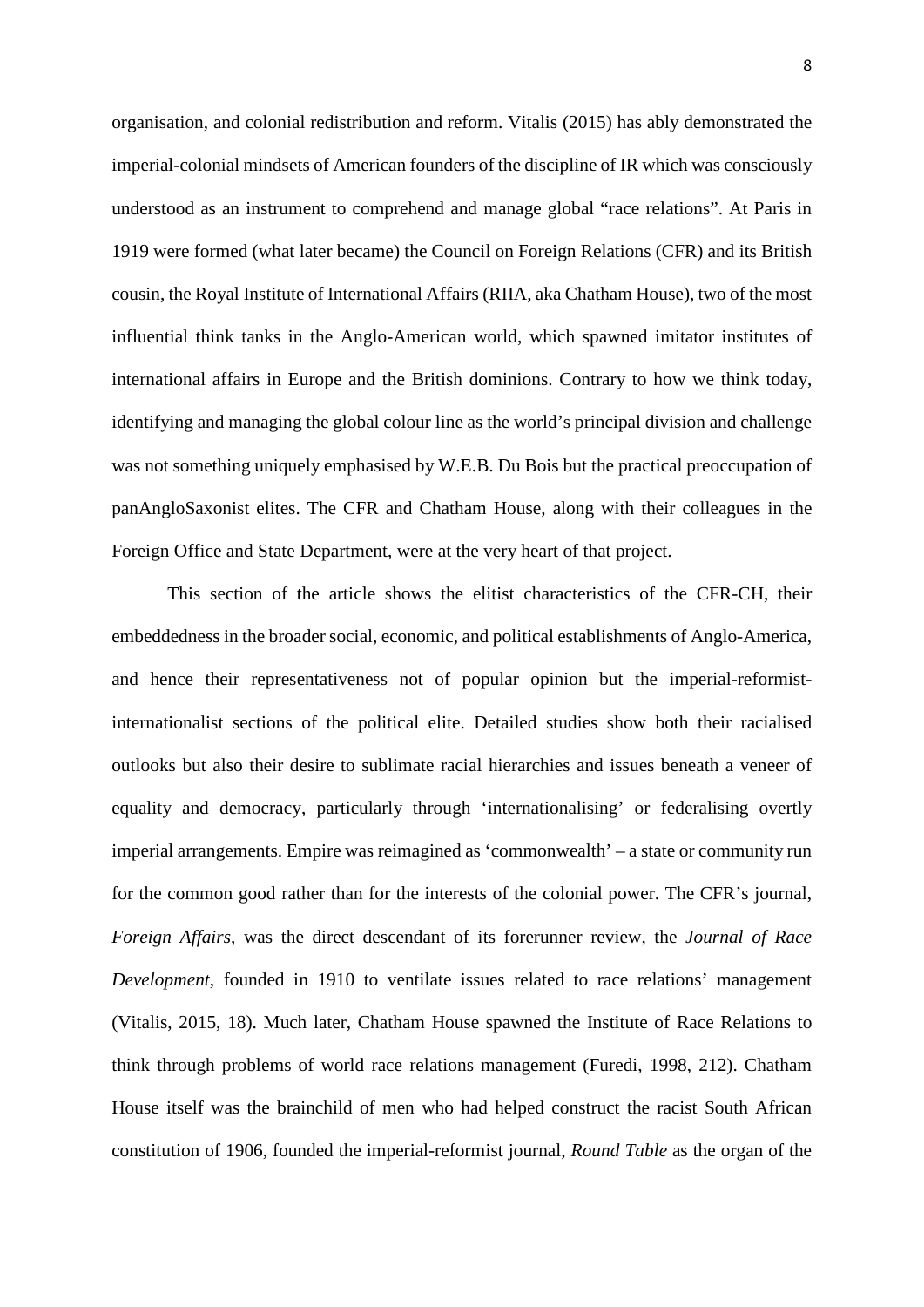organisation, and colonial redistribution and reform. Vitalis (2015) has ably demonstrated the imperial-colonial mindsets of American founders of the discipline of IR which was consciously understood as an instrument to comprehend and manage global "race relations". At Paris in 1919 were formed (what later became) the Council on Foreign Relations (CFR) and its British cousin, the Royal Institute of International Affairs (RIIA, aka Chatham House), two of the most influential think tanks in the Anglo-American world, which spawned imitator institutes of international affairs in Europe and the British dominions. Contrary to how we think today, identifying and managing the global colour line as the world's principal division and challenge was not something uniquely emphasised by W.E.B. Du Bois but the practical preoccupation of panAngloSaxonist elites. The CFR and Chatham House, along with their colleagues in the Foreign Office and State Department, were at the very heart of that project.

This section of the article shows the elitist characteristics of the CFR-CH, their embeddedness in the broader social, economic, and political establishments of Anglo-America, and hence their representativeness not of popular opinion but the imperial-reformist-internationalist sections of the political elite. Detailed studies show both their racialised outlooks but also their desire to sublimate racial hierarchies and issues beneath a veneer of equality and democracy, particularly through 'internationalising' or federalising overtly imperial arrangements. Empire was reimagined as 'commonwealth' – a state or community run for the common good rather than for the interests of the colonial power. The CFR's journal, *Foreign Affairs*, was the direct descendant of its forerunner review, the *Journal of Race Development*, founded in 1910 to ventilate issues related to race relations' management (Vitalis, 2015, 18). Much later, Chatham House spawned the Institute of Race Relations to think through problems of world race relations management (Furedi, 1998, 212). Chatham House itself was the brainchild of men who had helped construct the racist South African constitution of 1906, founded the imperial-reformist journal, *Round Table* as the organ of the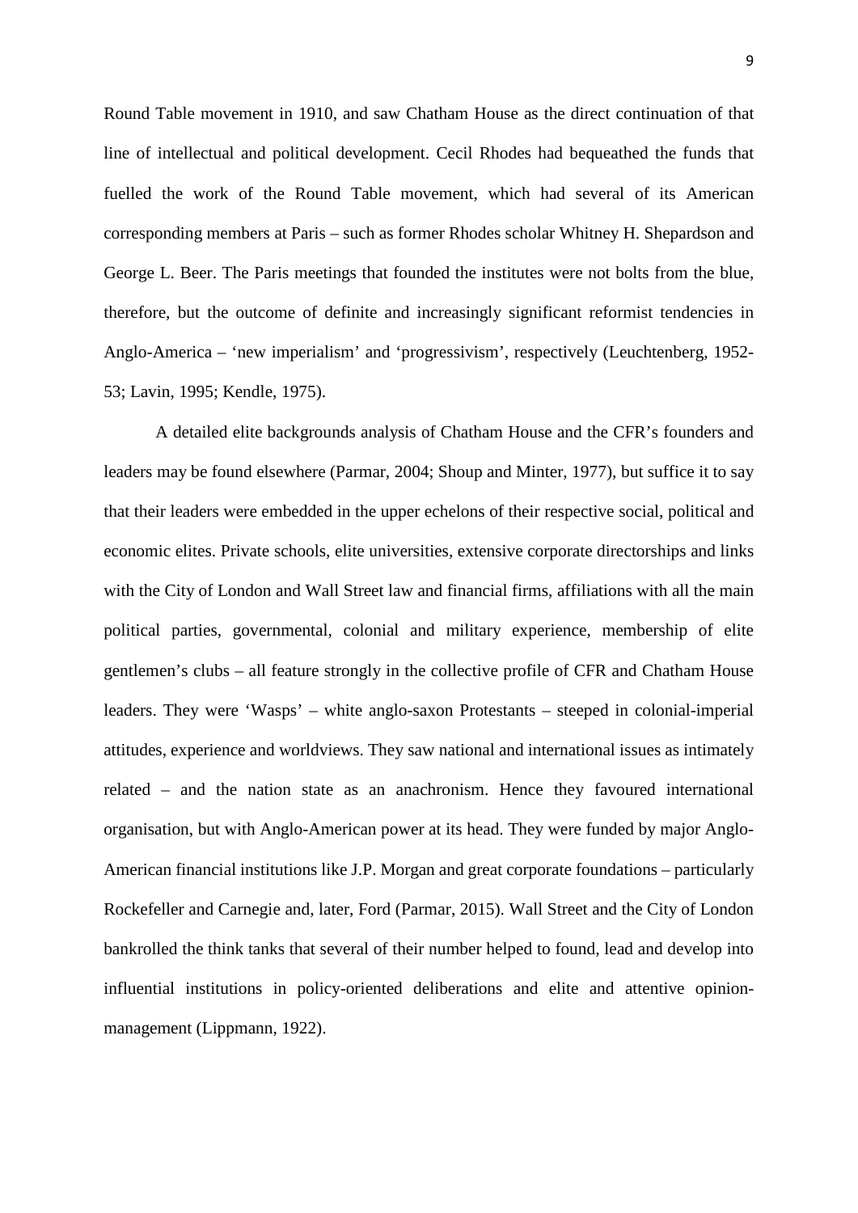Round Table movement in 1910, and saw Chatham House as the direct continuation of that line of intellectual and political development. Cecil Rhodes had bequeathed the funds that fuelled the work of the Round Table movement, which had several of its American corresponding members at Paris – such as former Rhodes scholar Whitney H. Shepardson and George L. Beer. The Paris meetings that founded the institutes were not bolts from the blue, therefore, but the outcome of definite and increasingly significant reformist tendencies in Anglo-America – 'new imperialism' and 'progressivism', respectively (Leuchtenberg, 1952-53; Lavin, 1995; Kendle, 1975).

A detailed elite backgrounds analysis of Chatham House and the CFR's founders and leaders may be found elsewhere (Parmar, 2004; Shoup and Minter, 1977), but suffice it to say that their leaders were embedded in the upper echelons of their respective social, political and economic elites. Private schools, elite universities, extensive corporate directorships and links with the City of London and Wall Street law and financial firms, affiliations with all the main political parties, governmental, colonial and military experience, membership of elite gentlemen's clubs – all feature strongly in the collective profile of CFR and Chatham House leaders. They were 'Wasps' – white anglo-saxon Protestants – steeped in colonial-imperial attitudes, experience and worldviews. They saw national and international issues as intimately related – and the nation state as an anachronism. Hence they favoured international organisation, but with Anglo-American power at its head. They were funded by major Anglo-American financial institutions like J.P. Morgan and great corporate foundations – particularly Rockefeller and Carnegie and, later, Ford (Parmar, 2015). Wall Street and the City of London bankrolled the think tanks that several of their number helped to found, lead and develop into influential institutions in policy-oriented deliberations and elite and attentive opinion-management (Lippmann, 1922).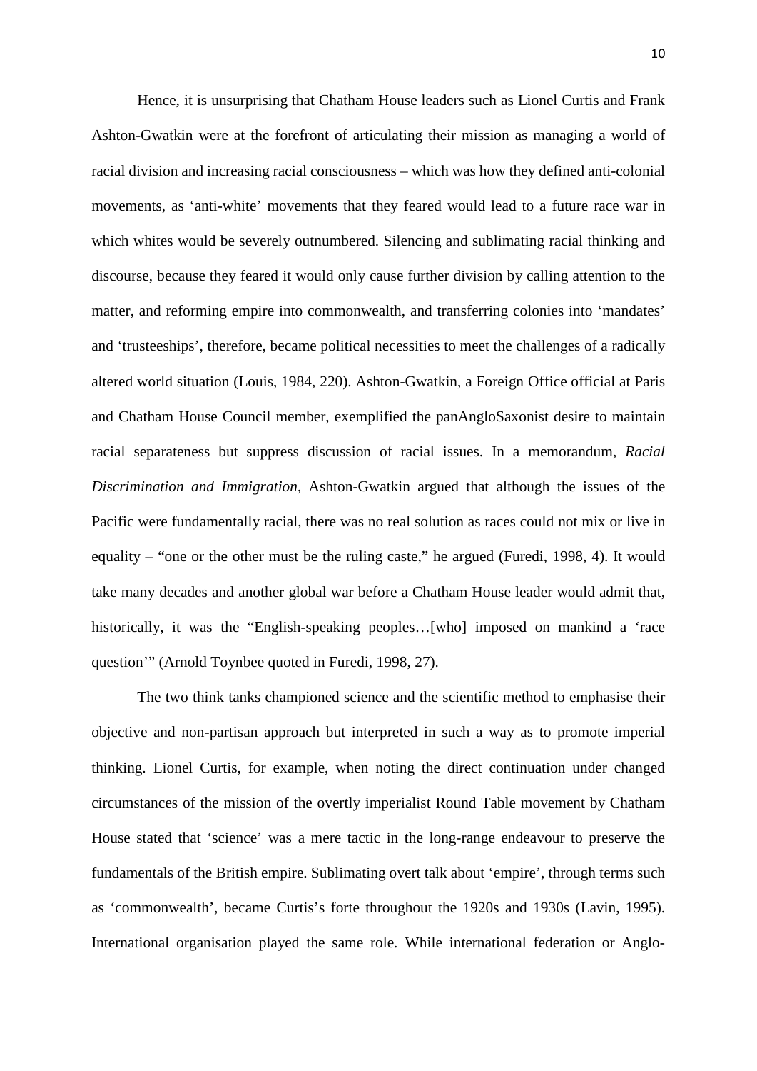Hence, it is unsurprising that Chatham House leaders such as Lionel Curtis and Frank Ashton-Gwatkin were at the forefront of articulating their mission as managing a world of racial division and increasing racial consciousness – which was how they defined anti-colonial movements, as 'anti-white' movements that they feared would lead to a future race war in which whites would be severely outnumbered. Silencing and sublimating racial thinking and discourse, because they feared it would only cause further division by calling attention to the matter, and reforming empire into commonwealth, and transferring colonies into 'mandates' and 'trusteeships', therefore, became political necessities to meet the challenges of a radically altered world situation (Louis, 1984, 220). Ashton-Gwatkin, a Foreign Office official at Paris and Chatham House Council member, exemplified the panAngloSaxonist desire to maintain racial separateness but suppress discussion of racial issues. In a memorandum, *Racial Discrimination and Immigration*, Ashton-Gwatkin argued that although the issues of the Pacific were fundamentally racial, there was no real solution as races could not mix or live in equality – "one or the other must be the ruling caste," he argued (Furedi, 1998, 4). It would take many decades and another global war before a Chatham House leader would admit that, historically, it was the "English-speaking peoples…[who] imposed on mankind a 'race question'" (Arnold Toynbee quoted in Furedi, 1998, 27).

The two think tanks championed science and the scientific method to emphasise their objective and non-partisan approach but interpreted in such a way as to promote imperial thinking. Lionel Curtis, for example, when noting the direct continuation under changed circumstances of the mission of the overtly imperialist Round Table movement by Chatham House stated that 'science' was a mere tactic in the long-range endeavour to preserve the fundamentals of the British empire. Sublimating overt talk about 'empire', through terms such as 'commonwealth', became Curtis's forte throughout the 1920s and 1930s (Lavin, 1995). International organisation played the same role. While international federation or Anglo-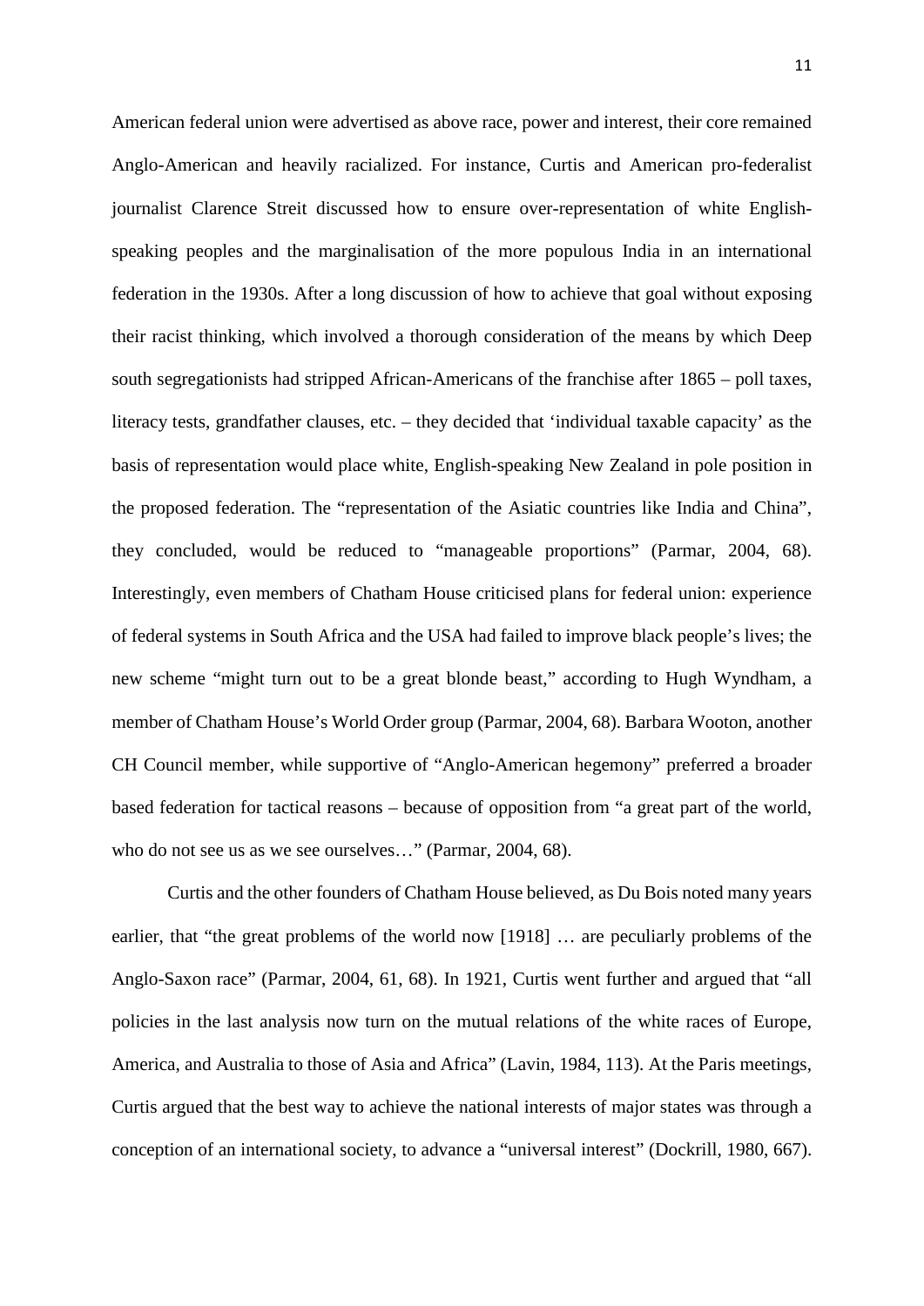American federal union were advertised as above race, power and interest, their core remained Anglo-American and heavily racialized. For instance, Curtis and American pro-federalist journalist Clarence Streit discussed how to ensure over-representation of white English-speaking peoples and the marginalisation of the more populous India in an international federation in the 1930s. After a long discussion of how to achieve that goal without exposing their racist thinking, which involved a thorough consideration of the means by which Deep south segregationists had stripped African-Americans of the franchise after 1865 – poll taxes, literacy tests, grandfather clauses, etc. – they decided that 'individual taxable capacity' as the basis of representation would place white, English-speaking New Zealand in pole position in the proposed federation. The "representation of the Asiatic countries like India and China", they concluded, would be reduced to "manageable proportions" (Parmar, 2004, 68). Interestingly, even members of Chatham House criticised plans for federal union: experience of federal systems in South Africa and the USA had failed to improve black people's lives; the new scheme "might turn out to be a great blonde beast," according to Hugh Wyndham, a member of Chatham House's World Order group (Parmar, 2004, 68). Barbara Wooton, another CH Council member, while supportive of "Anglo-American hegemony" preferred a broader based federation for tactical reasons – because of opposition from "a great part of the world, who do not see us as we see ourselves…" (Parmar, 2004, 68).

Curtis and the other founders of Chatham House believed, as Du Bois noted many years earlier, that "the great problems of the world now [1918] … are peculiarly problems of the Anglo-Saxon race" (Parmar, 2004, 61, 68). In 1921, Curtis went further and argued that "all policies in the last analysis now turn on the mutual relations of the white races of Europe, America, and Australia to those of Asia and Africa" (Lavin, 1984, 113). At the Paris meetings, Curtis argued that the best way to achieve the national interests of major states was through a conception of an international society, to advance a "universal interest" (Dockrill, 1980, 667).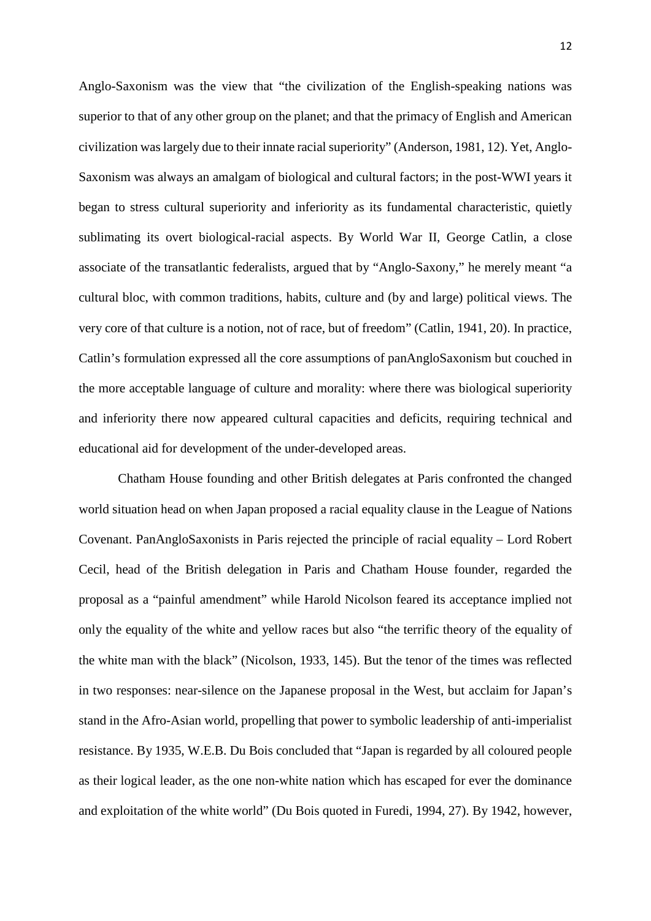Anglo-Saxonism was the view that "the civilization of the English-speaking nations was superior to that of any other group on the planet; and that the primacy of English and American civilization was largely due to their innate racial superiority" (Anderson, 1981, 12). Yet, Anglo-Saxonism was always an amalgam of biological and cultural factors; in the post-WWI years it began to stress cultural superiority and inferiority as its fundamental characteristic, quietly sublimating its overt biological-racial aspects. By World War II, George Catlin, a close associate of the transatlantic federalists, argued that by "Anglo-Saxony," he merely meant "a cultural bloc, with common traditions, habits, culture and (by and large) political views. The very core of that culture is a notion, not of race, but of freedom" (Catlin, 1941, 20). In practice, Catlin's formulation expressed all the core assumptions of panAngloSaxonism but couched in the more acceptable language of culture and morality: where there was biological superiority and inferiority there now appeared cultural capacities and deficits, requiring technical and educational aid for development of the under-developed areas.

Chatham House founding and other British delegates at Paris confronted the changed world situation head on when Japan proposed a racial equality clause in the League of Nations Covenant. PanAngloSaxonists in Paris rejected the principle of racial equality – Lord Robert Cecil, head of the British delegation in Paris and Chatham House founder, regarded the proposal as a "painful amendment" while Harold Nicolson feared its acceptance implied not only the equality of the white and yellow races but also "the terrific theory of the equality of the white man with the black" (Nicolson, 1933, 145). But the tenor of the times was reflected in two responses: near-silence on the Japanese proposal in the West, but acclaim for Japan's stand in the Afro-Asian world, propelling that power to symbolic leadership of anti-imperialist resistance. By 1935, W.E.B. Du Bois concluded that "Japan is regarded by all coloured people as their logical leader, as the one non-white nation which has escaped for ever the dominance and exploitation of the white world" (Du Bois quoted in Furedi, 1994, 27). By 1942, however,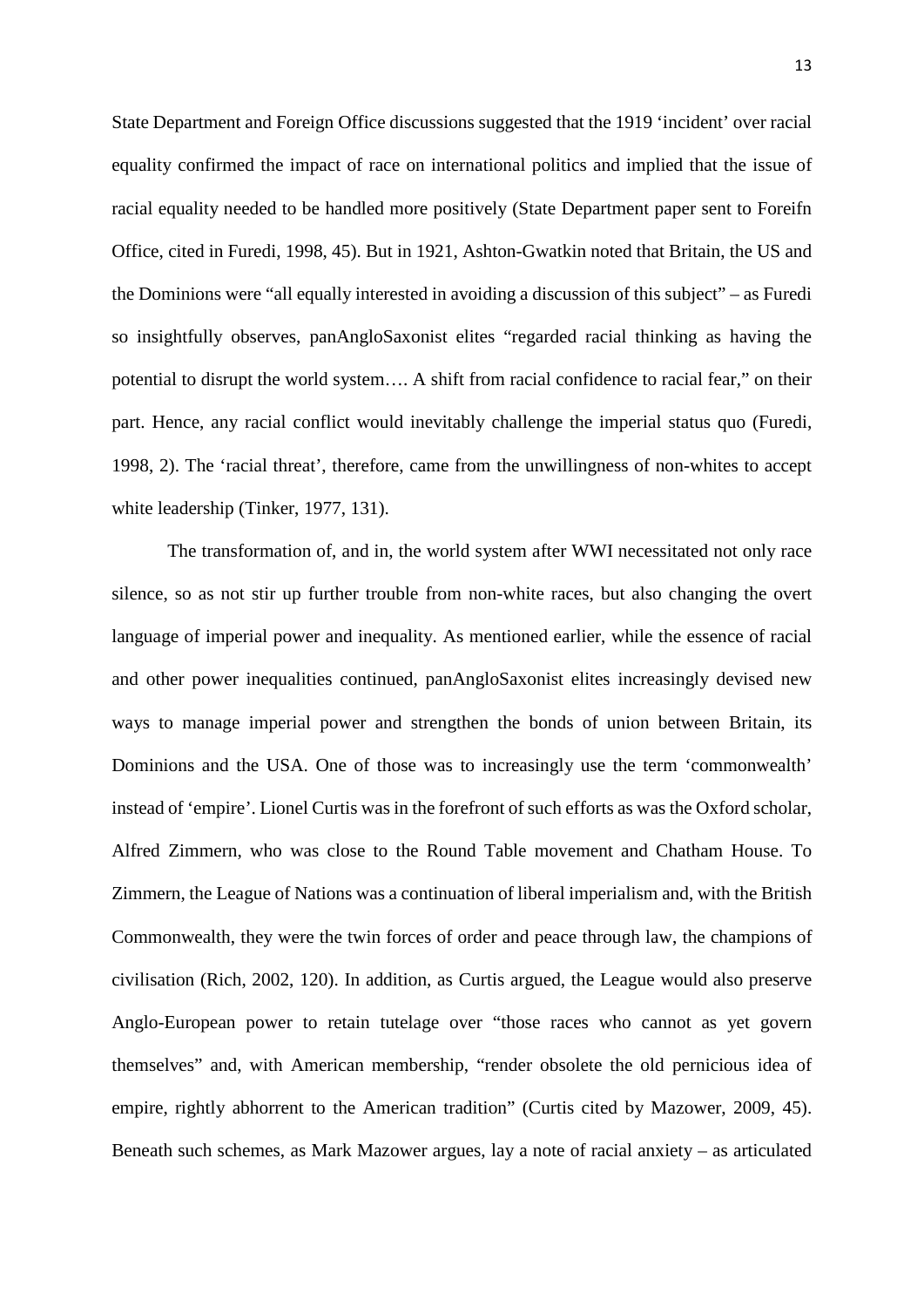State Department and Foreign Office discussions suggested that the 1919 'incident' over racial equality confirmed the impact of race on international politics and implied that the issue of racial equality needed to be handled more positively (State Department paper sent to Foreifn Office, cited in Furedi, 1998, 45). But in 1921, Ashton-Gwatkin noted that Britain, the US and the Dominions were "all equally interested in avoiding a discussion of this subject" – as Furedi so insightfully observes, panAngloSaxonist elites "regarded racial thinking as having the potential to disrupt the world system…. A shift from racial confidence to racial fear," on their part. Hence, any racial conflict would inevitably challenge the imperial status quo (Furedi, 1998, 2). The 'racial threat', therefore, came from the unwillingness of non-whites to accept white leadership (Tinker, 1977, 131).

The transformation of, and in, the world system after WWI necessitated not only race silence, so as not stir up further trouble from non-white races, but also changing the overt language of imperial power and inequality. As mentioned earlier, while the essence of racial and other power inequalities continued, panAngloSaxonist elites increasingly devised new ways to manage imperial power and strengthen the bonds of union between Britain, its Dominions and the USA. One of those was to increasingly use the term 'commonwealth' instead of 'empire'. Lionel Curtis was in the forefront of such efforts as was the Oxford scholar, Alfred Zimmern, who was close to the Round Table movement and Chatham House. To Zimmern, the League of Nations was a continuation of liberal imperialism and, with the British Commonwealth, they were the twin forces of order and peace through law, the champions of civilisation (Rich, 2002, 120). In addition, as Curtis argued, the League would also preserve Anglo-European power to retain tutelage over "those races who cannot as yet govern themselves" and, with American membership, "render obsolete the old pernicious idea of empire, rightly abhorrent to the American tradition" (Curtis cited by Mazower, 2009, 45). Beneath such schemes, as Mark Mazower argues, lay a note of racial anxiety – as articulated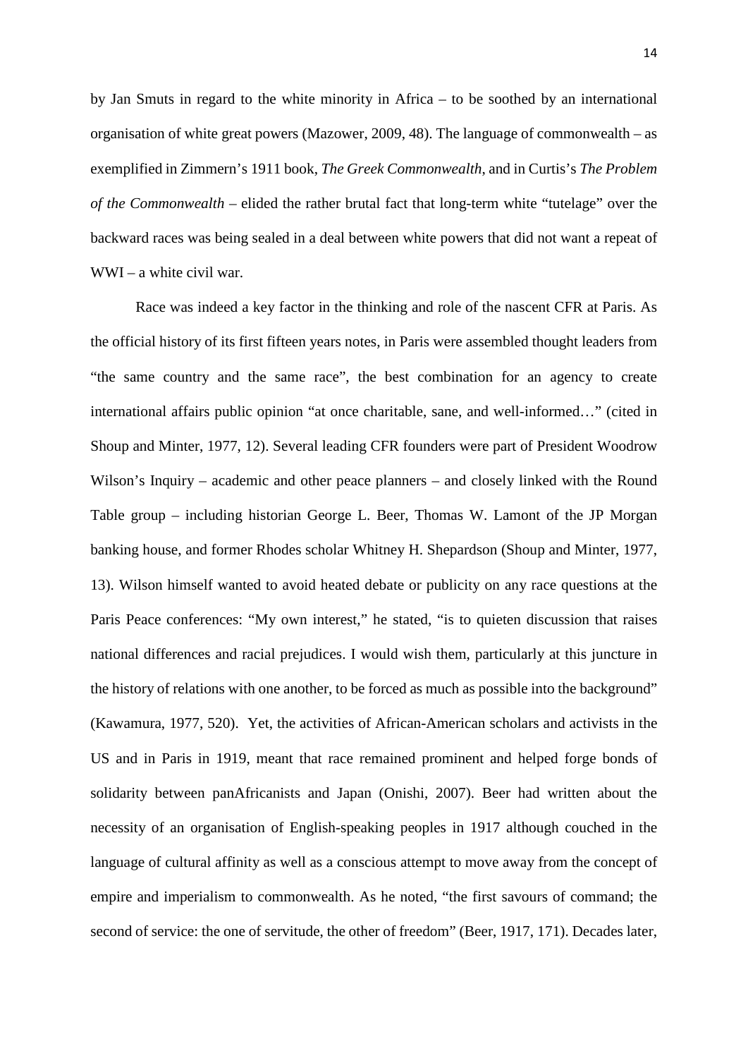by Jan Smuts in regard to the white minority in Africa – to be soothed by an international organisation of white great powers (Mazower, 2009, 48). The language of commonwealth – as exemplified in Zimmern's 1911 book, *The Greek Commonwealth*, and in Curtis's *The Problem of the Commonwealth* – elided the rather brutal fact that long-term white "tutelage" over the backward races was being sealed in a deal between white powers that did not want a repeat of WWI – a white civil war.

Race was indeed a key factor in the thinking and role of the nascent CFR at Paris. As the official history of its first fifteen years notes, in Paris were assembled thought leaders from "the same country and the same race", the best combination for an agency to create international affairs public opinion "at once charitable, sane, and well-informed…" (cited in Shoup and Minter, 1977, 12). Several leading CFR founders were part of President Woodrow Wilson's Inquiry – academic and other peace planners – and closely linked with the Round Table group – including historian George L. Beer, Thomas W. Lamont of the JP Morgan banking house, and former Rhodes scholar Whitney H. Shepardson (Shoup and Minter, 1977, 13). Wilson himself wanted to avoid heated debate or publicity on any race questions at the Paris Peace conferences: "My own interest," he stated, "is to quieten discussion that raises national differences and racial prejudices. I would wish them, particularly at this juncture in the history of relations with one another, to be forced as much as possible into the background" (Kawamura, 1977, 520). Yet, the activities of African-American scholars and activists in the US and in Paris in 1919, meant that race remained prominent and helped forge bonds of solidarity between panAfricanists and Japan (Onishi, 2007). Beer had written about the necessity of an organisation of English-speaking peoples in 1917 although couched in the language of cultural affinity as well as a conscious attempt to move away from the concept of empire and imperialism to commonwealth. As he noted, "the first savours of command; the second of service: the one of servitude, the other of freedom" (Beer, 1917, 171). Decades later,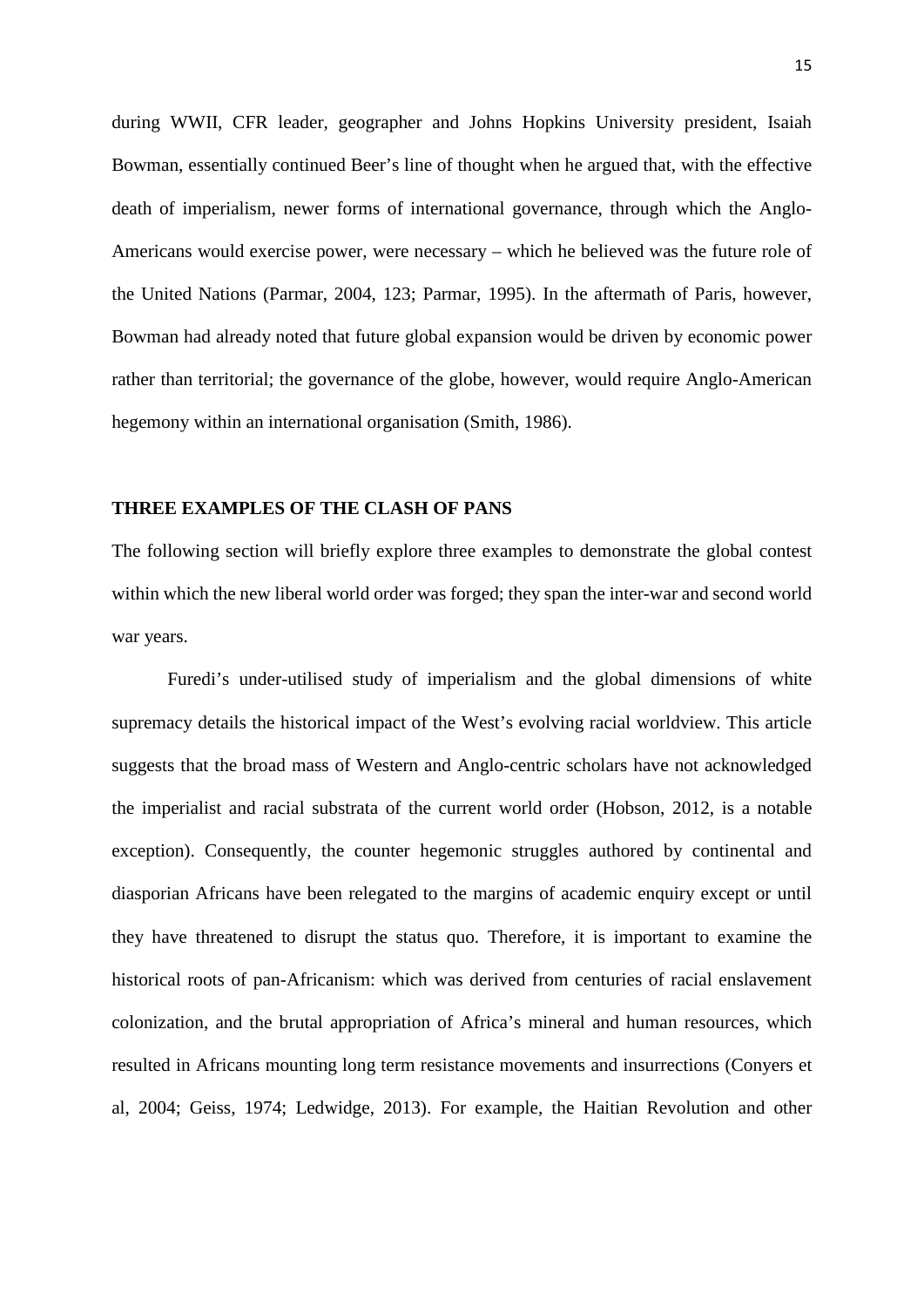during WWII, CFR leader, geographer and Johns Hopkins University president, Isaiah Bowman, essentially continued Beer's line of thought when he argued that, with the effective death of imperialism, newer forms of international governance, through which the Anglo-Americans would exercise power, were necessary – which he believed was the future role of the United Nations (Parmar, 2004, 123; Parmar, 1995). In the aftermath of Paris, however, Bowman had already noted that future global expansion would be driven by economic power rather than territorial; the governance of the globe, however, would require Anglo-American hegemony within an international organisation (Smith, 1986).

## THREE EXAMPLES OF THE CLASH OF PANS

The following section will briefly explore three examples to demonstrate the global contest within which the new liberal world order was forged; they span the inter-war and second world war years.

Furedi's under-utilised study of imperialism and the global dimensions of white supremacy details the historical impact of the West's evolving racial worldview. This article suggests that the broad mass of Western and Anglo-centric scholars have not acknowledged the imperialist and racial substrata of the current world order (Hobson, 2012, is a notable exception). Consequently, the counter hegemonic struggles authored by continental and diasporian Africans have been relegated to the margins of academic enquiry except or until they have threatened to disrupt the status quo. Therefore, it is important to examine the historical roots of pan-Africanism: which was derived from centuries of racial enslavement colonization, and the brutal appropriation of Africa's mineral and human resources, which resulted in Africans mounting long term resistance movements and insurrections (Conyers et al, 2004; Geiss, 1974; Ledwidge, 2013). For example, the Haitian Revolution and other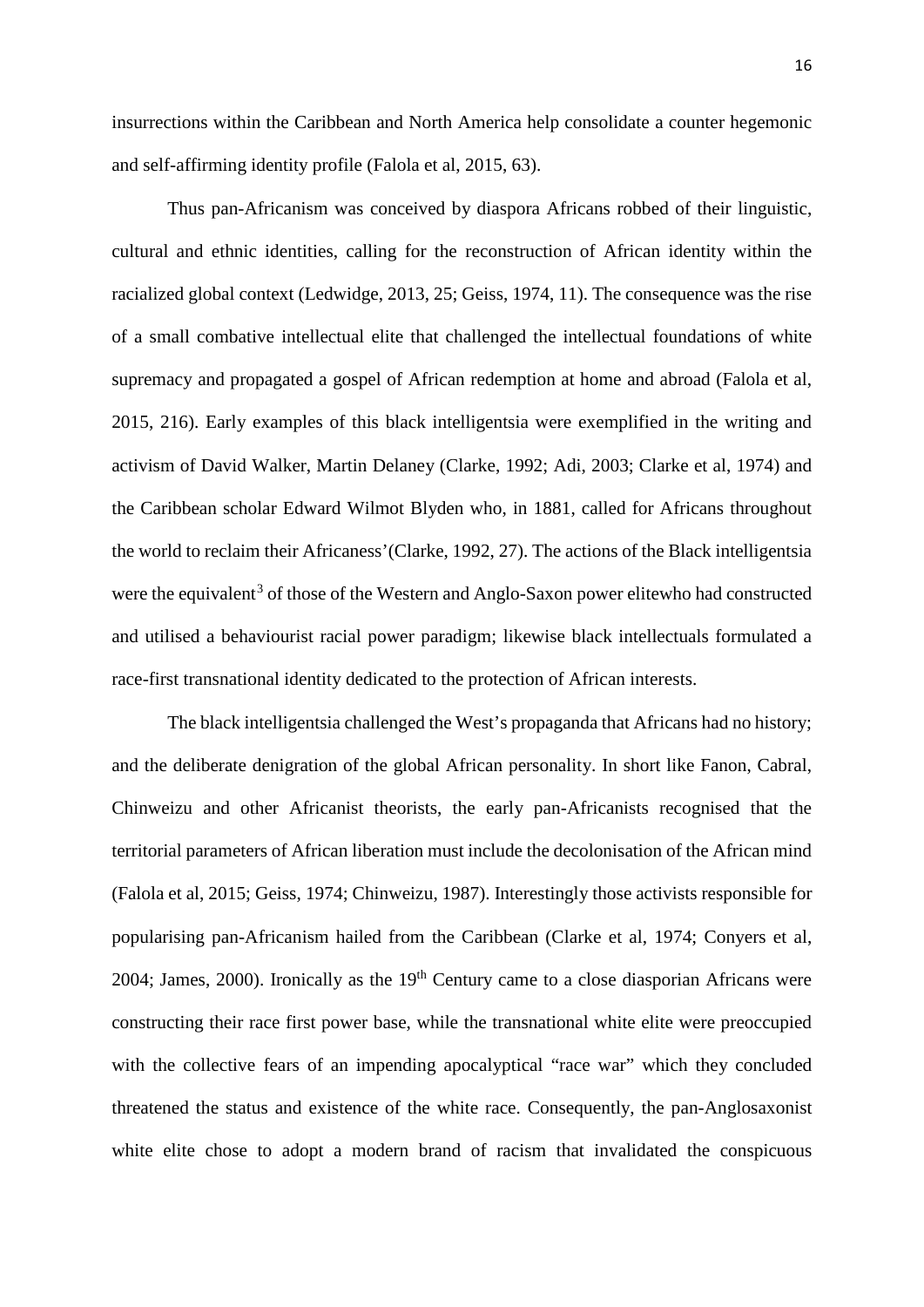insurrections within the Caribbean and North America help consolidate a counter hegemonic and self-affirming identity profile (Falola et al, 2015, 63).

Thus pan-Africanism was conceived by diaspora Africans robbed of their linguistic, cultural and ethnic identities, calling for the reconstruction of African identity within the racialized global context (Ledwidge, 2013, 25; Geiss, 1974, 11). The consequence was the rise of a small combative intellectual elite that challenged the intellectual foundations of white supremacy and propagated a gospel of African redemption at home and abroad (Falola et al, 2015, 216). Early examples of this black intelligentsia were exemplified in the writing and activism of David Walker, Martin Delaney (Clarke, 1992; Adi, 2003; Clarke et al, 1974) and the Caribbean scholar Edward Wilmot Blyden who, in 1881, called for Africans throughout the world to reclaim their Africaness'(Clarke, 1992, 27). The actions of the Black intelligentsia were the equivalent[3] of those of the Western and Anglo-Saxon power elitewho had constructed and utilised a behaviourist racial power paradigm; likewise black intellectuals formulated a race-first transnational identity dedicated to the protection of African interests.

The black intelligentsia challenged the West's propaganda that Africans had no history; and the deliberate denigration of the global African personality. In short like Fanon, Cabral, Chinweizu and other Africanist theorists, the early pan-Africanists recognised that the territorial parameters of African liberation must include the decolonisation of the African mind (Falola et al, 2015; Geiss, 1974; Chinweizu, 1987). Interestingly those activists responsible for popularising pan-Africanism hailed from the Caribbean (Clarke et al, 1974; Conyers et al, 2004; James, 2000). Ironically as the 19th Century came to a close diasporian Africans were constructing their race first power base, while the transnational white elite were preoccupied with the collective fears of an impending apocalyptical "race war" which they concluded threatened the status and existence of the white race. Consequently, the pan-Anglosaxonist white elite chose to adopt a modern brand of racism that invalidated the conspicuous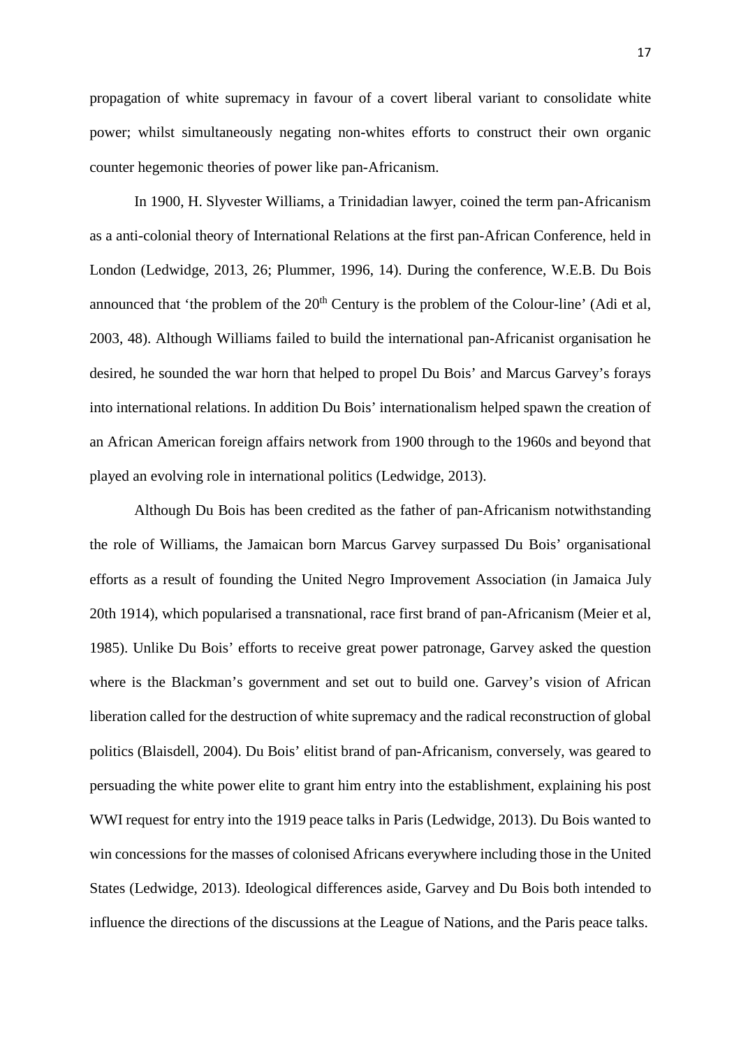propagation of white supremacy in favour of a covert liberal variant to consolidate white power; whilst simultaneously negating non-whites efforts to construct their own organic counter hegemonic theories of power like pan-Africanism.

In 1900, H. Slyvester Williams, a Trinidadian lawyer, coined the term pan-Africanism as a anti-colonial theory of International Relations at the first pan-African Conference, held in London (Ledwidge, 2013, 26; Plummer, 1996, 14). During the conference, W.E.B. Du Bois announced that 'the problem of the 20th Century is the problem of the Colour-line' (Adi et al, 2003, 48). Although Williams failed to build the international pan-Africanist organisation he desired, he sounded the war horn that helped to propel Du Bois' and Marcus Garvey's forays into international relations. In addition Du Bois' internationalism helped spawn the creation of an African American foreign affairs network from 1900 through to the 1960s and beyond that played an evolving role in international politics (Ledwidge, 2013).

Although Du Bois has been credited as the father of pan-Africanism notwithstanding the role of Williams, the Jamaican born Marcus Garvey surpassed Du Bois' organisational efforts as a result of founding the United Negro Improvement Association (in Jamaica July 20th 1914), which popularised a transnational, race first brand of pan-Africanism (Meier et al, 1985). Unlike Du Bois' efforts to receive great power patronage, Garvey asked the question where is the Blackman's government and set out to build one. Garvey's vision of African liberation called for the destruction of white supremacy and the radical reconstruction of global politics (Blaisdell, 2004). Du Bois' elitist brand of pan-Africanism, conversely, was geared to persuading the white power elite to grant him entry into the establishment, explaining his post WWI request for entry into the 1919 peace talks in Paris (Ledwidge, 2013). Du Bois wanted to win concessions for the masses of colonised Africans everywhere including those in the United States (Ledwidge, 2013). Ideological differences aside, Garvey and Du Bois both intended to influence the directions of the discussions at the League of Nations, and the Paris peace talks.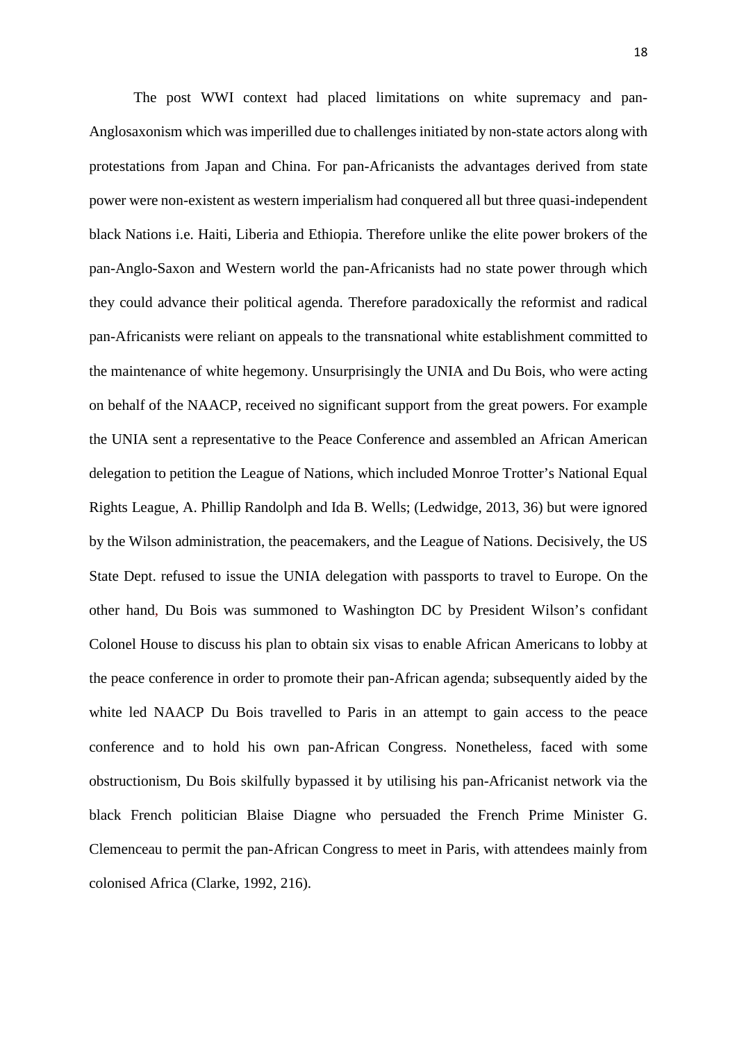The post WWI context had placed limitations on white supremacy and pan-Anglosaxonism which was imperilled due to challenges initiated by non-state actors along with protestations from Japan and China. For pan-Africanists the advantages derived from state power were non-existent as western imperialism had conquered all but three quasi-independent black Nations i.e. Haiti, Liberia and Ethiopia. Therefore unlike the elite power brokers of the pan-Anglo-Saxon and Western world the pan-Africanists had no state power through which they could advance their political agenda. Therefore paradoxically the reformist and radical pan-Africanists were reliant on appeals to the transnational white establishment committed to the maintenance of white hegemony. Unsurprisingly the UNIA and Du Bois, who were acting on behalf of the NAACP, received no significant support from the great powers. For example the UNIA sent a representative to the Peace Conference and assembled an African American delegation to petition the League of Nations, which included Monroe Trotter's National Equal Rights League, A. Phillip Randolph and Ida B. Wells; (Ledwidge, 2013, 36) but were ignored by the Wilson administration, the peacemakers, and the League of Nations. Decisively, the US State Dept. refused to issue the UNIA delegation with passports to travel to Europe. On the other hand, Du Bois was summoned to Washington DC by President Wilson's confidant Colonel House to discuss his plan to obtain six visas to enable African Americans to lobby at the peace conference in order to promote their pan-African agenda; subsequently aided by the white led NAACP Du Bois travelled to Paris in an attempt to gain access to the peace conference and to hold his own pan-African Congress. Nonetheless, faced with some obstructionism, Du Bois skilfully bypassed it by utilising his pan-Africanist network via the black French politician Blaise Diagne who persuaded the French Prime Minister G. Clemenceau to permit the pan-African Congress to meet in Paris, with attendees mainly from colonised Africa (Clarke, 1992, 216).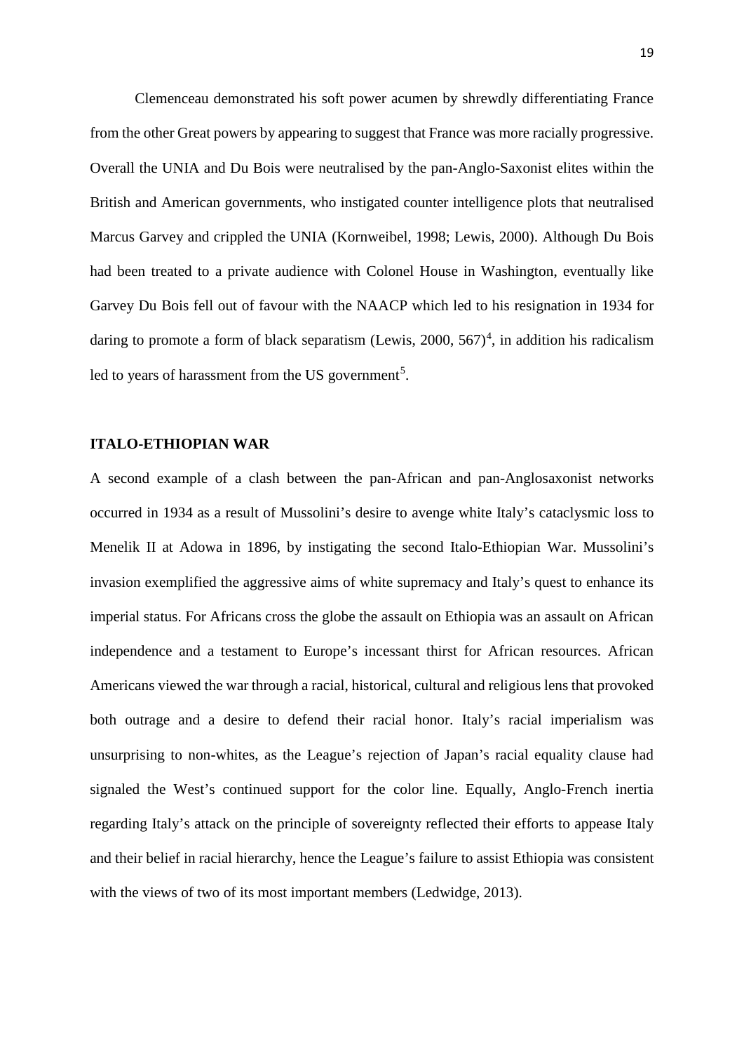Clemenceau demonstrated his soft power acumen by shrewdly differentiating France from the other Great powers by appearing to suggest that France was more racially progressive. Overall the UNIA and Du Bois were neutralised by the pan-Anglo-Saxonist elites within the British and American governments, who instigated counter intelligence plots that neutralised Marcus Garvey and crippled the UNIA (Kornweibel, 1998; Lewis, 2000). Although Du Bois had been treated to a private audience with Colonel House in Washington, eventually like Garvey Du Bois fell out of favour with the NAACP which led to his resignation in 1934 for daring to promote a form of black separatism (Lewis, 2000, 567)[4], in addition his radicalism led to years of harassment from the US government[5].

**ITALO-ETHIOPIAN WAR**

A second example of a clash between the pan-African and pan-Anglosaxonist networks occurred in 1934 as a result of Mussolini's desire to avenge white Italy's cataclysmic loss to Menelik II at Adowa in 1896, by instigating the second Italo-Ethiopian War. Mussolini's invasion exemplified the aggressive aims of white supremacy and Italy's quest to enhance its imperial status. For Africans cross the globe the assault on Ethiopia was an assault on African independence and a testament to Europe's incessant thirst for African resources. African Americans viewed the war through a racial, historical, cultural and religious lens that provoked both outrage and a desire to defend their racial honor. Italy's racial imperialism was unsurprising to non-whites, as the League's rejection of Japan's racial equality clause had signaled the West's continued support for the color line. Equally, Anglo-French inertia regarding Italy's attack on the principle of sovereignty reflected their efforts to appease Italy and their belief in racial hierarchy, hence the League's failure to assist Ethiopia was consistent with the views of two of its most important members (Ledwidge, 2013).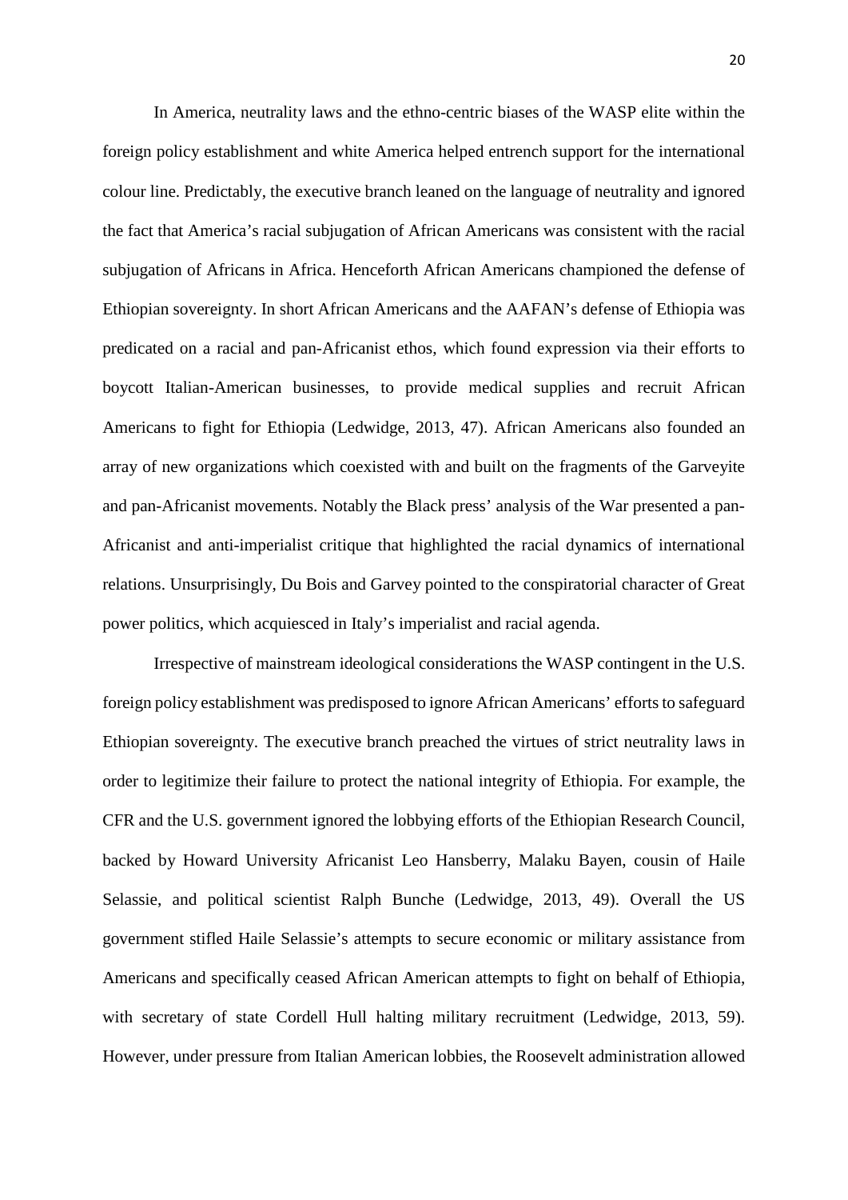In America, neutrality laws and the ethno-centric biases of the WASP elite within the foreign policy establishment and white America helped entrench support for the international colour line. Predictably, the executive branch leaned on the language of neutrality and ignored the fact that America's racial subjugation of African Americans was consistent with the racial subjugation of Africans in Africa. Henceforth African Americans championed the defense of Ethiopian sovereignty. In short African Americans and the AAFAN's defense of Ethiopia was predicated on a racial and pan-Africanist ethos, which found expression via their efforts to boycott Italian-American businesses, to provide medical supplies and recruit African Americans to fight for Ethiopia (Ledwidge, 2013, 47). African Americans also founded an array of new organizations which coexisted with and built on the fragments of the Garveyite and pan-Africanist movements. Notably the Black press' analysis of the War presented a pan-Africanist and anti-imperialist critique that highlighted the racial dynamics of international relations. Unsurprisingly, Du Bois and Garvey pointed to the conspiratorial character of Great power politics, which acquiesced in Italy's imperialist and racial agenda.

Irrespective of mainstream ideological considerations the WASP contingent in the U.S. foreign policy establishment was predisposed to ignore African Americans' efforts to safeguard Ethiopian sovereignty. The executive branch preached the virtues of strict neutrality laws in order to legitimize their failure to protect the national integrity of Ethiopia. For example, the CFR and the U.S. government ignored the lobbying efforts of the Ethiopian Research Council, backed by Howard University Africanist Leo Hansberry, Malaku Bayen, cousin of Haile Selassie, and political scientist Ralph Bunche (Ledwidge, 2013, 49). Overall the US government stifled Haile Selassie's attempts to secure economic or military assistance from Americans and specifically ceased African American attempts to fight on behalf of Ethiopia, with secretary of state Cordell Hull halting military recruitment (Ledwidge, 2013, 59). However, under pressure from Italian American lobbies, the Roosevelt administration allowed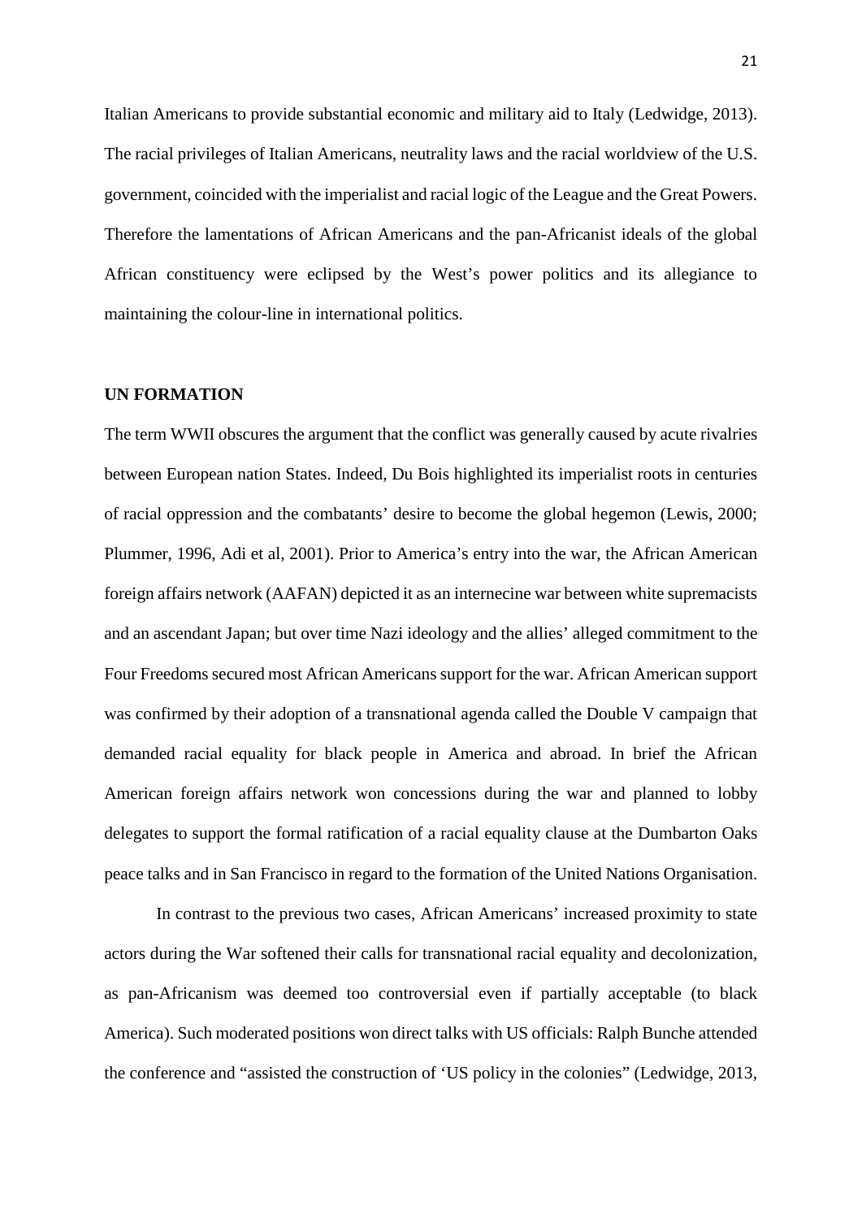Italian Americans to provide substantial economic and military aid to Italy (Ledwidge, 2013). The racial privileges of Italian Americans, neutrality laws and the racial worldview of the U.S. government, coincided with the imperialist and racial logic of the League and the Great Powers. Therefore the lamentations of African Americans and the pan-Africanist ideals of the global African constituency were eclipsed by the West's power politics and its allegiance to maintaining the colour-line in international politics.

**UN FORMATION**

The term WWII obscures the argument that the conflict was generally caused by acute rivalries between European nation States. Indeed, Du Bois highlighted its imperialist roots in centuries of racial oppression and the combatants' desire to become the global hegemon (Lewis, 2000; Plummer, 1996, Adi et al, 2001). Prior to America's entry into the war, the African American foreign affairs network (AAFAN) depicted it as an internecine war between white supremacists and an ascendant Japan; but over time Nazi ideology and the allies' alleged commitment to the Four Freedoms secured most African Americans support for the war. African American support was confirmed by their adoption of a transnational agenda called the Double V campaign that demanded racial equality for black people in America and abroad. In brief the African American foreign affairs network won concessions during the war and planned to lobby delegates to support the formal ratification of a racial equality clause at the Dumbarton Oaks peace talks and in San Francisco in regard to the formation of the United Nations Organisation.

In contrast to the previous two cases, African Americans' increased proximity to state actors during the War softened their calls for transnational racial equality and decolonization, as pan-Africanism was deemed too controversial even if partially acceptable (to black America). Such moderated positions won direct talks with US officials: Ralph Bunche attended the conference and "assisted the construction of 'US policy in the colonies" (Ledwidge, 2013,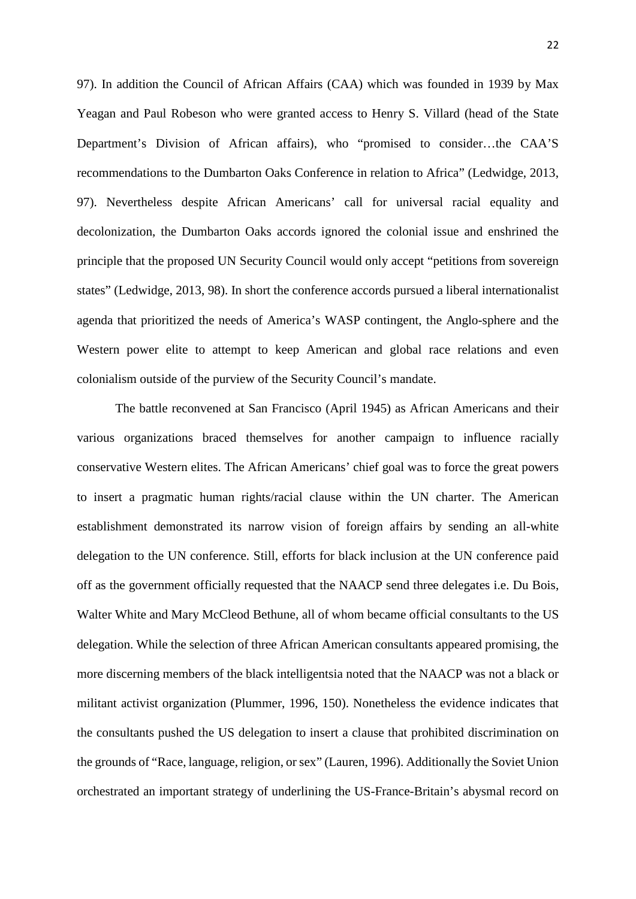97). In addition the Council of African Affairs (CAA) which was founded in 1939 by Max Yeagan and Paul Robeson who were granted access to Henry S. Villard (head of the State Department's Division of African affairs), who "promised to consider…the CAA'S recommendations to the Dumbarton Oaks Conference in relation to Africa" (Ledwidge, 2013, 97). Nevertheless despite African Americans' call for universal racial equality and decolonization, the Dumbarton Oaks accords ignored the colonial issue and enshrined the principle that the proposed UN Security Council would only accept "petitions from sovereign states" (Ledwidge, 2013, 98). In short the conference accords pursued a liberal internationalist agenda that prioritized the needs of America's WASP contingent, the Anglo-sphere and the Western power elite to attempt to keep American and global race relations and even colonialism outside of the purview of the Security Council's mandate.

The battle reconvened at San Francisco (April 1945) as African Americans and their various organizations braced themselves for another campaign to influence racially conservative Western elites. The African Americans' chief goal was to force the great powers to insert a pragmatic human rights/racial clause within the UN charter. The American establishment demonstrated its narrow vision of foreign affairs by sending an all-white delegation to the UN conference. Still, efforts for black inclusion at the UN conference paid off as the government officially requested that the NAACP send three delegates i.e. Du Bois, Walter White and Mary McCleod Bethune, all of whom became official consultants to the US delegation. While the selection of three African American consultants appeared promising, the more discerning members of the black intelligentsia noted that the NAACP was not a black or militant activist organization (Plummer, 1996, 150). Nonetheless the evidence indicates that the consultants pushed the US delegation to insert a clause that prohibited discrimination on the grounds of "Race, language, religion, or sex" (Lauren, 1996). Additionally the Soviet Union orchestrated an important strategy of underlining the US-France-Britain's abysmal record on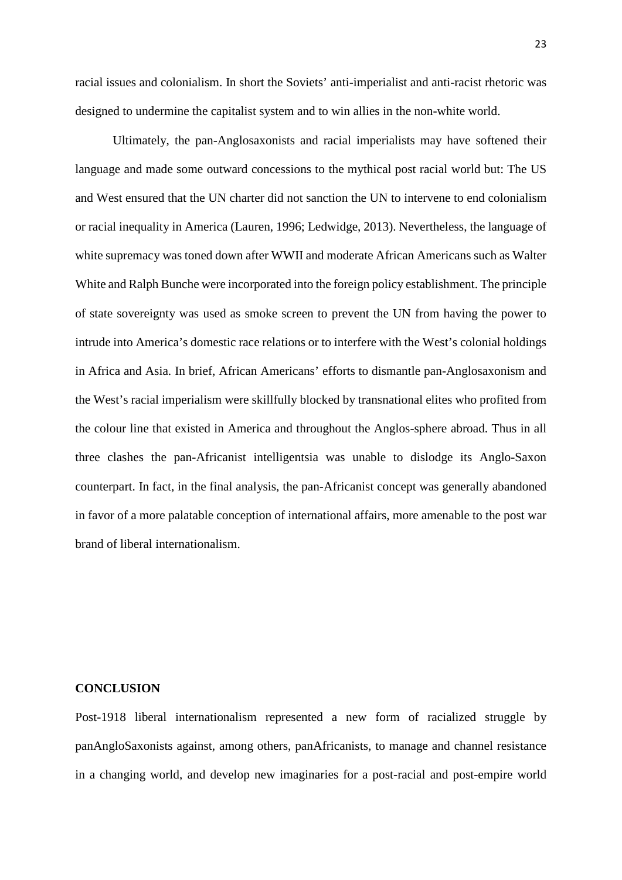racial issues and colonialism. In short the Soviets' anti-imperialist and anti-racist rhetoric was designed to undermine the capitalist system and to win allies in the non-white world.

Ultimately, the pan-Anglosaxonists and racial imperialists may have softened their language and made some outward concessions to the mythical post racial world but: The US and West ensured that the UN charter did not sanction the UN to intervene to end colonialism or racial inequality in America (Lauren, 1996; Ledwidge, 2013). Nevertheless, the language of white supremacy was toned down after WWII and moderate African Americans such as Walter White and Ralph Bunche were incorporated into the foreign policy establishment. The principle of state sovereignty was used as smoke screen to prevent the UN from having the power to intrude into America's domestic race relations or to interfere with the West's colonial holdings in Africa and Asia. In brief, African Americans' efforts to dismantle pan-Anglosaxonism and the West's racial imperialism were skillfully blocked by transnational elites who profited from the colour line that existed in America and throughout the Anglos-sphere abroad. Thus in all three clashes the pan-Africanist intelligentsia was unable to dislodge its Anglo-Saxon counterpart. In fact, in the final analysis, the pan-Africanist concept was generally abandoned in favor of a more palatable conception of international affairs, more amenable to the post war brand of liberal internationalism.

## CONCLUSION

Post-1918 liberal internationalism represented a new form of racialized struggle by panAngloSaxonists against, among others, panAfricanists, to manage and channel resistance in a changing world, and develop new imaginaries for a post-racial and post-empire world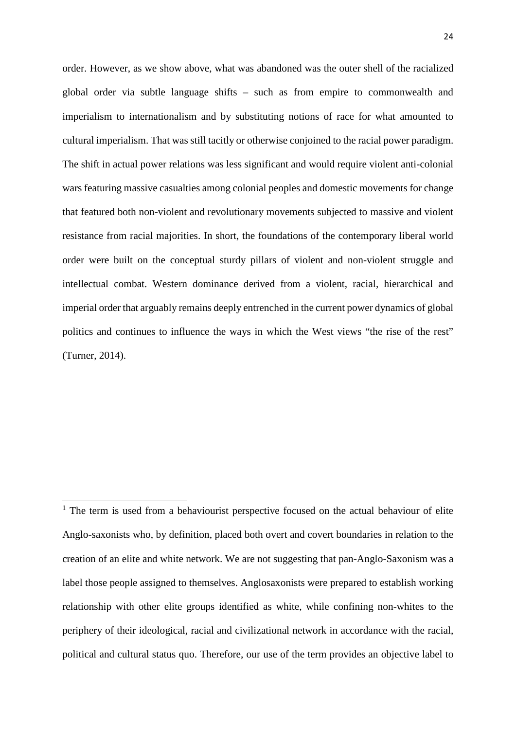order. However, as we show above, what was abandoned was the outer shell of the racialized global order via subtle language shifts – such as from empire to commonwealth and imperialism to internationalism and by substituting notions of race for what amounted to cultural imperialism. That was still tacitly or otherwise conjoined to the racial power paradigm. The shift in actual power relations was less significant and would require violent anti-colonial wars featuring massive casualties among colonial peoples and domestic movements for change that featured both non-violent and revolutionary movements subjected to massive and violent resistance from racial majorities. In short, the foundations of the contemporary liberal world order were built on the conceptual sturdy pillars of violent and non-violent struggle and intellectual combat. Western dominance derived from a violent, racial, hierarchical and imperial order that arguably remains deeply entrenched in the current power dynamics of global politics and continues to influence the ways in which the West views "the rise of the rest" (Turner, 2014).

---

[1] The term is used from a behaviourist perspective focused on the actual behaviour of elite Anglo-saxonists who, by definition, placed both overt and covert boundaries in relation to the creation of an elite and white network. We are not suggesting that pan-Anglo-Saxonism was a label those people assigned to themselves. Anglosaxonists were prepared to establish working relationship with other elite groups identified as white, while confining non-whites to the periphery of their ideological, racial and civilizational network in accordance with the racial, political and cultural status quo. Therefore, our use of the term provides an objective label to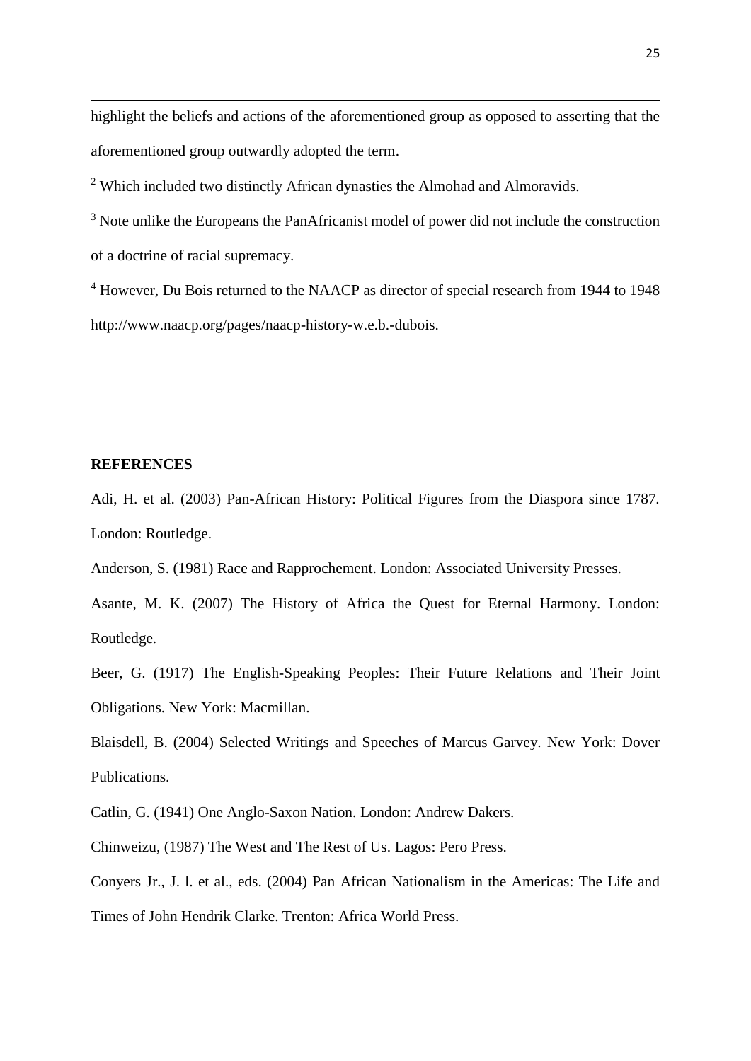highlight the beliefs and actions of the aforementioned group as opposed to asserting that the aforementioned group outwardly adopted the term.

[2] Which included two distinctly African dynasties the Almohad and Almoravids.

[3] Note unlike the Europeans the PanAfricanist model of power did not include the construction of a doctrine of racial supremacy.

[4] However, Du Bois returned to the NAACP as director of special research from 1944 to 1948 http://www.naacp.org/pages/naacp-history-w.e.b.-dubois.

**REFERENCES**

Adi, H. et al. (2003) Pan-African History: Political Figures from the Diaspora since 1787. London: Routledge.

Anderson, S. (1981) Race and Rapprochement. London: Associated University Presses.

Asante, M. K. (2007) The History of Africa the Quest for Eternal Harmony. London: Routledge.

Beer, G. (1917) The English-Speaking Peoples: Their Future Relations and Their Joint Obligations. New York: Macmillan.

Blaisdell, B. (2004) Selected Writings and Speeches of Marcus Garvey. New York: Dover Publications.

Catlin, G. (1941) One Anglo-Saxon Nation. London: Andrew Dakers.

Chinweizu, (1987) The West and The Rest of Us. Lagos: Pero Press.

Conyers Jr., J. l. et al., eds. (2004) Pan African Nationalism in the Americas: The Life and Times of John Hendrik Clarke. Trenton: Africa World Press.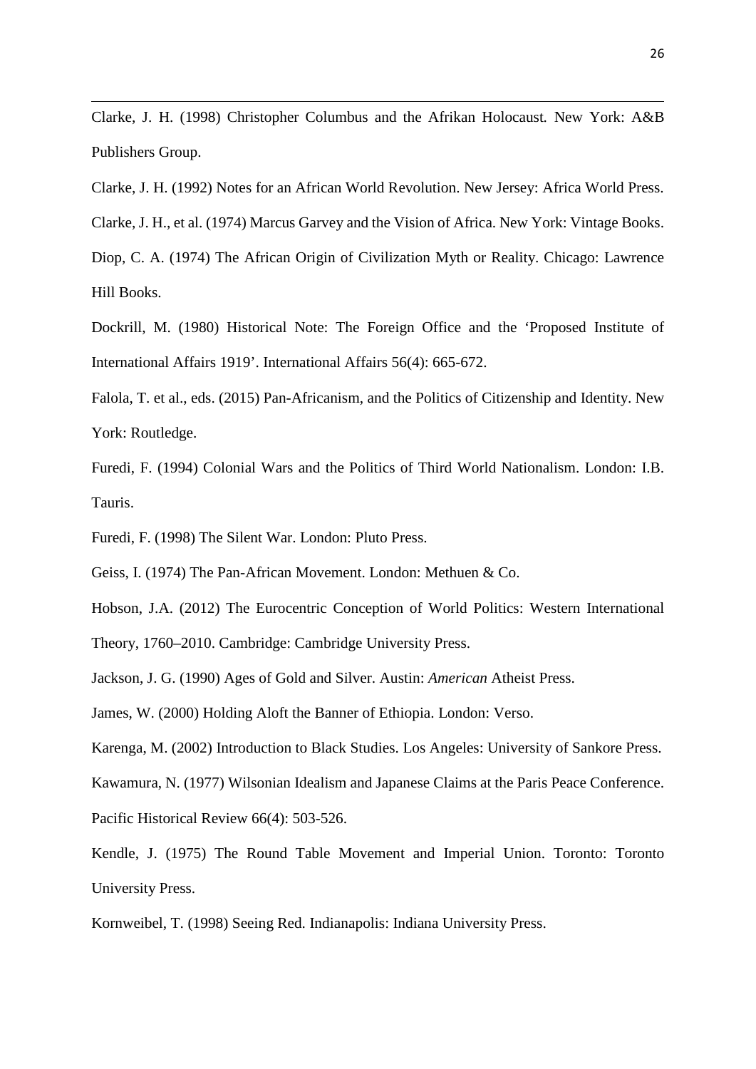Clarke, J. H. (1998) Christopher Columbus and the Afrikan Holocaust. New York: A&B Publishers Group.

Clarke, J. H. (1992) Notes for an African World Revolution. New Jersey: Africa World Press.

Clarke, J. H., et al. (1974) Marcus Garvey and the Vision of Africa. New York: Vintage Books.

Diop, C. A. (1974) The African Origin of Civilization Myth or Reality. Chicago: Lawrence Hill Books.

Dockrill, M. (1980) Historical Note: The Foreign Office and the 'Proposed Institute of International Affairs 1919'. International Affairs 56(4): 665-672.

Falola, T. et al., eds. (2015) Pan-Africanism, and the Politics of Citizenship and Identity. New York: Routledge.

Furedi, F. (1994) Colonial Wars and the Politics of Third World Nationalism. London: I.B. Tauris.

Furedi, F. (1998) The Silent War. London: Pluto Press.

Geiss, I. (1974) The Pan-African Movement. London: Methuen & Co.

Hobson, J.A. (2012) The Eurocentric Conception of World Politics: Western International Theory, 1760–2010. Cambridge: Cambridge University Press.

Jackson, J. G. (1990) Ages of Gold and Silver. Austin: *American* Atheist Press.

James, W. (2000) Holding Aloft the Banner of Ethiopia. London: Verso.

Karenga, M. (2002) Introduction to Black Studies. Los Angeles: University of Sankore Press.

Kawamura, N. (1977) Wilsonian Idealism and Japanese Claims at the Paris Peace Conference. Pacific Historical Review 66(4): 503-526.

Kendle, J. (1975) The Round Table Movement and Imperial Union. Toronto: Toronto University Press.

Kornweibel, T. (1998) Seeing Red. Indianapolis: Indiana University Press.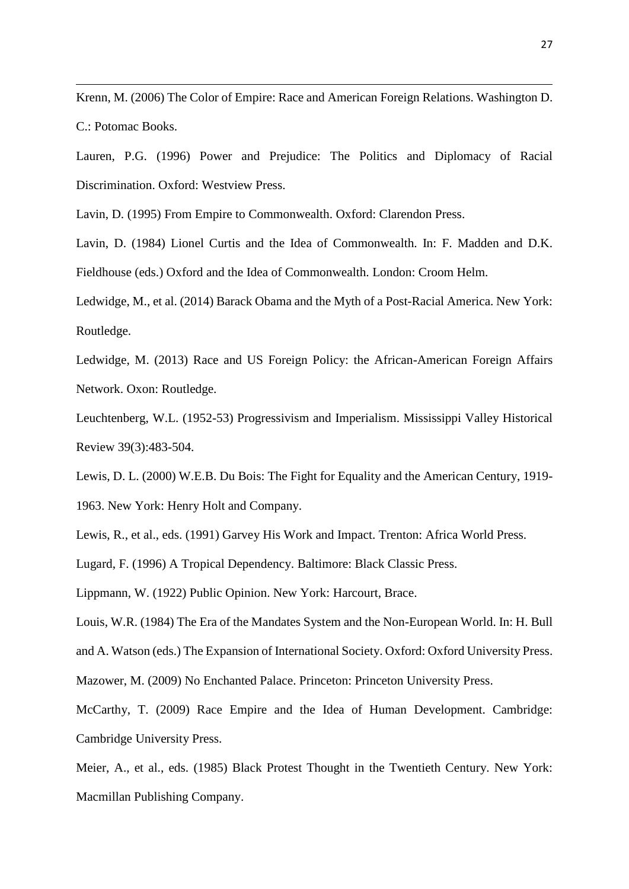Krenn, M. (2006) The Color of Empire: Race and American Foreign Relations. Washington D. C.: Potomac Books.

Lauren, P.G. (1996) Power and Prejudice: The Politics and Diplomacy of Racial Discrimination. Oxford: Westview Press.

Lavin, D. (1995) From Empire to Commonwealth. Oxford: Clarendon Press.

Lavin, D. (1984) Lionel Curtis and the Idea of Commonwealth. In: F. Madden and D.K. Fieldhouse (eds.) Oxford and the Idea of Commonwealth. London: Croom Helm.

Ledwidge, M., et al. (2014) Barack Obama and the Myth of a Post-Racial America. New York: Routledge.

Ledwidge, M. (2013) Race and US Foreign Policy: the African-American Foreign Affairs Network. Oxon: Routledge.

Leuchtenberg, W.L. (1952-53) Progressivism and Imperialism. Mississippi Valley Historical Review 39(3):483-504.

Lewis, D. L. (2000) W.E.B. Du Bois: The Fight for Equality and the American Century, 1919-1963. New York: Henry Holt and Company.

Lewis, R., et al., eds. (1991) Garvey His Work and Impact. Trenton: Africa World Press.

Lugard, F. (1996) A Tropical Dependency. Baltimore: Black Classic Press.

Lippmann, W. (1922) Public Opinion. New York: Harcourt, Brace.

Louis, W.R. (1984) The Era of the Mandates System and the Non-European World. In: H. Bull and A. Watson (eds.) The Expansion of International Society. Oxford: Oxford University Press.

Mazower, M. (2009) No Enchanted Palace. Princeton: Princeton University Press.

McCarthy, T. (2009) Race Empire and the Idea of Human Development. Cambridge: Cambridge University Press.

Meier, A., et al., eds. (1985) Black Protest Thought in the Twentieth Century. New York: Macmillan Publishing Company.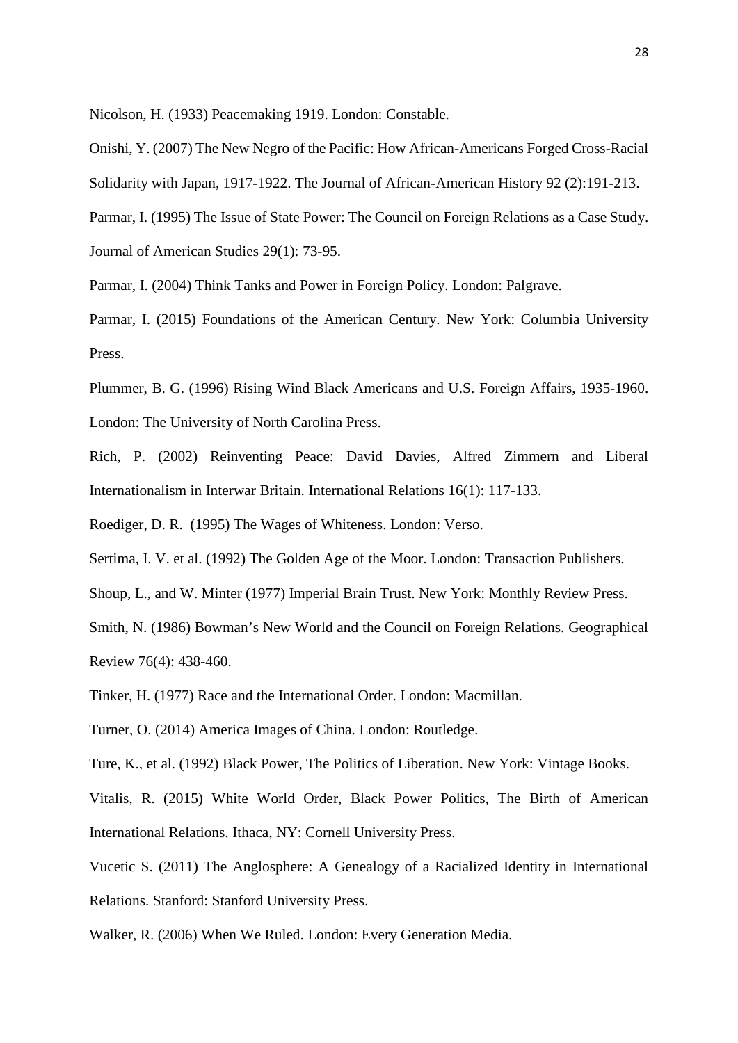Nicolson, H. (1933) Peacemaking 1919. London: Constable.

Onishi, Y. (2007) The New Negro of the Pacific: How African-Americans Forged Cross-Racial Solidarity with Japan, 1917-1922. The Journal of African-American History 92 (2):191-213.

Parmar, I. (1995) The Issue of State Power: The Council on Foreign Relations as a Case Study. Journal of American Studies 29(1): 73-95.

Parmar, I. (2004) Think Tanks and Power in Foreign Policy. London: Palgrave.

Parmar, I. (2015) Foundations of the American Century. New York: Columbia University Press.

Plummer, B. G. (1996) Rising Wind Black Americans and U.S. Foreign Affairs, 1935-1960. London: The University of North Carolina Press.

Rich, P. (2002) Reinventing Peace: David Davies, Alfred Zimmern and Liberal Internationalism in Interwar Britain. International Relations 16(1): 117-133.

Roediger, D. R. (1995) The Wages of Whiteness. London: Verso.

Sertima, I. V. et al. (1992) The Golden Age of the Moor. London: Transaction Publishers.

Shoup, L., and W. Minter (1977) Imperial Brain Trust. New York: Monthly Review Press.

Smith, N. (1986) Bowman's New World and the Council on Foreign Relations. Geographical Review 76(4): 438-460.

Tinker, H. (1977) Race and the International Order. London: Macmillan.

Turner, O. (2014) America Images of China. London: Routledge.

Ture, K., et al. (1992) Black Power, The Politics of Liberation. New York: Vintage Books.

Vitalis, R. (2015) White World Order, Black Power Politics, The Birth of American International Relations. Ithaca, NY: Cornell University Press.

Vucetic S. (2011) The Anglosphere: A Genealogy of a Racialized Identity in International Relations. Stanford: Stanford University Press.

Walker, R. (2006) When We Ruled. London: Every Generation Media.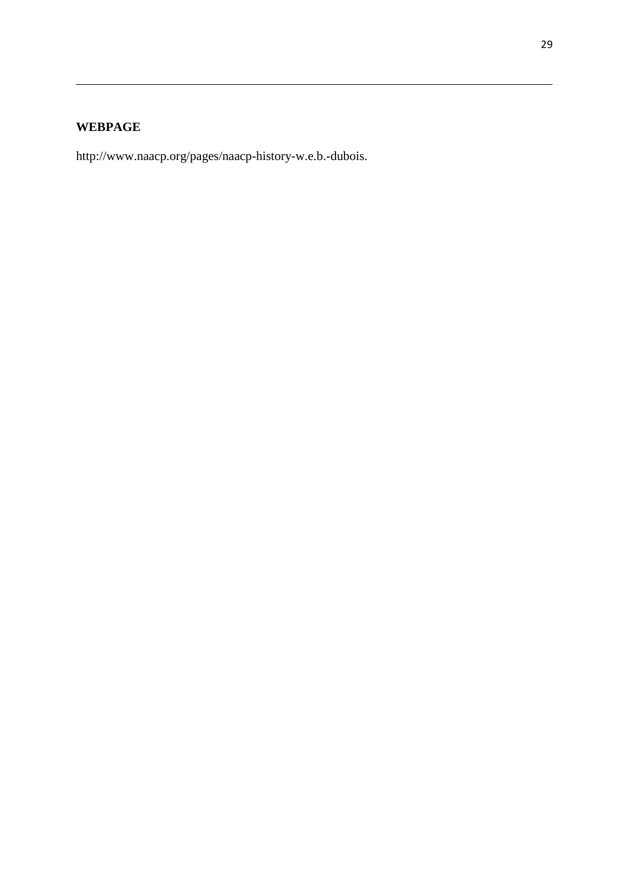**WEBPAGE**

http://www.naacp.org/pages/naacp-history-w.e.b.-dubois.